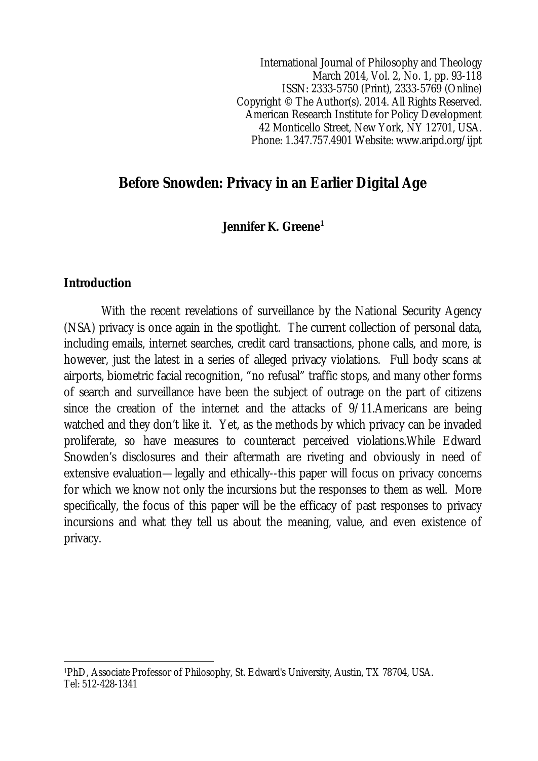# Before Snowden: Privacy in an Earlier Digital Age

**Jennifer K. Greene**[1]

## Introduction

With the recent revelations of surveillance by the National Security Agency (NSA) privacy is once again in the spotlight. The current collection of personal data, including emails, internet searches, credit card transactions, phone calls, and more, is however, just the latest in a series of alleged privacy violations. Full body scans at airports, biometric facial recognition, "no refusal" traffic stops, and many other forms of search and surveillance have been the subject of outrage on the part of citizens since the creation of the internet and the attacks of 9/11.Americans are being watched and they don't like it. Yet, as the methods by which privacy can be invaded proliferate, so have measures to counteract perceived violations.While Edward Snowden's disclosures and their aftermath are riveting and obviously in need of extensive evaluation—legally and ethically--this paper will focus on privacy concerns for which we know not only the incursions but the responses to them as well. More specifically, the focus of this paper will be the efficacy of past responses to privacy incursions and what they tell us about the meaning, value, and even existence of privacy.

---

[1]PhD, Associate Professor of Philosophy, St. Edward's University, Austin, TX 78704, USA. Tel: 512-428-1341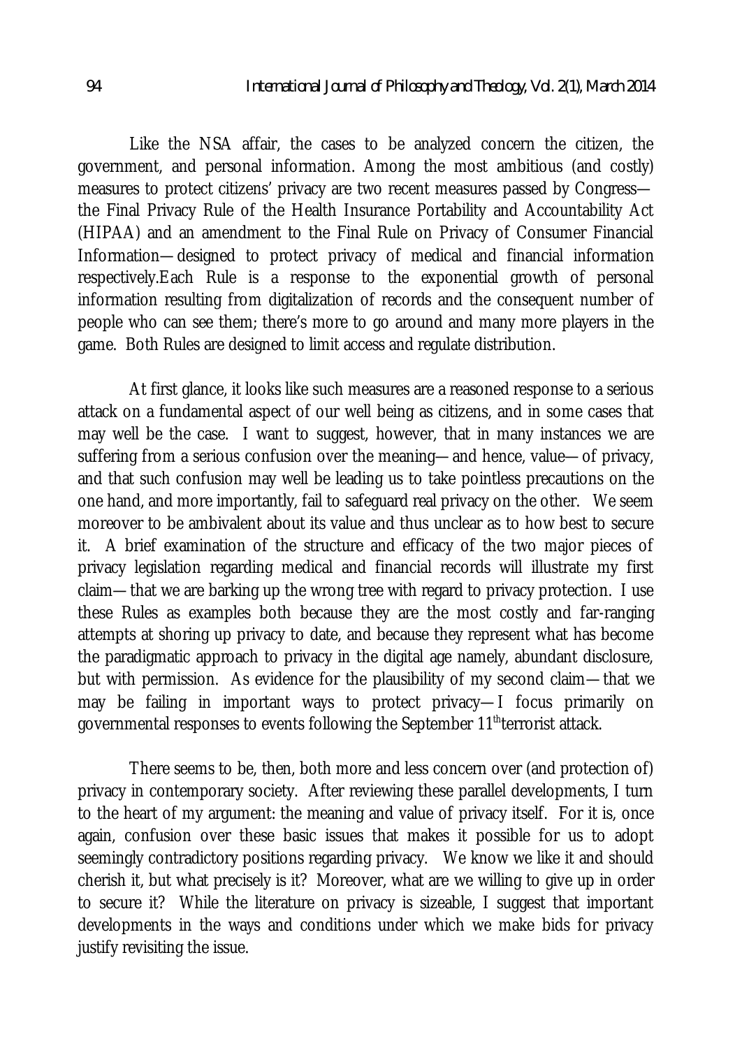Like the NSA affair, the cases to be analyzed concern the citizen, the government, and personal information. Among the most ambitious (and costly) measures to protect citizens' privacy are two recent measures passed by Congress—the Final Privacy Rule of the Health Insurance Portability and Accountability Act (HIPAA) and an amendment to the Final Rule on Privacy of Consumer Financial Information—designed to protect privacy of medical and financial information respectively.Each Rule is a response to the exponential growth of personal information resulting from digitalization of records and the consequent number of people who can see them; there's more to go around and many more players in the game. Both Rules are designed to limit access and regulate distribution.

At first glance, it looks like such measures are a reasoned response to a serious attack on a fundamental aspect of our well being as citizens, and in some cases that may well be the case. I want to suggest, however, that in many instances we are suffering from a serious confusion over the meaning—and hence, value—of privacy, and that such confusion may well be leading us to take pointless precautions on the one hand, and more importantly, fail to safeguard real privacy on the other. We seem moreover to be ambivalent about its value and thus unclear as to how best to secure it. A brief examination of the structure and efficacy of the two major pieces of privacy legislation regarding medical and financial records will illustrate my first claim—that we are barking up the wrong tree with regard to privacy protection. I use these Rules as examples both because they are the most costly and far-ranging attempts at shoring up privacy to date, and because they represent what has become the paradigmatic approach to privacy in the digital age namely, abundant disclosure, but with permission. As evidence for the plausibility of my second claim—that we may be failing in important ways to protect privacy—I focus primarily on governmental responses to events following the September 11th terrorist attack.

There seems to be, then, both more and less concern over (and protection of) privacy in contemporary society. After reviewing these parallel developments, I turn to the heart of my argument: the meaning and value of privacy itself. For it is, once again, confusion over these basic issues that makes it possible for us to adopt seemingly contradictory positions regarding privacy. We know we like it and should cherish it, but what precisely is it? Moreover, what are we willing to give up in order to secure it? While the literature on privacy is sizeable, I suggest that important developments in the ways and conditions under which we make bids for privacy justify revisiting the issue.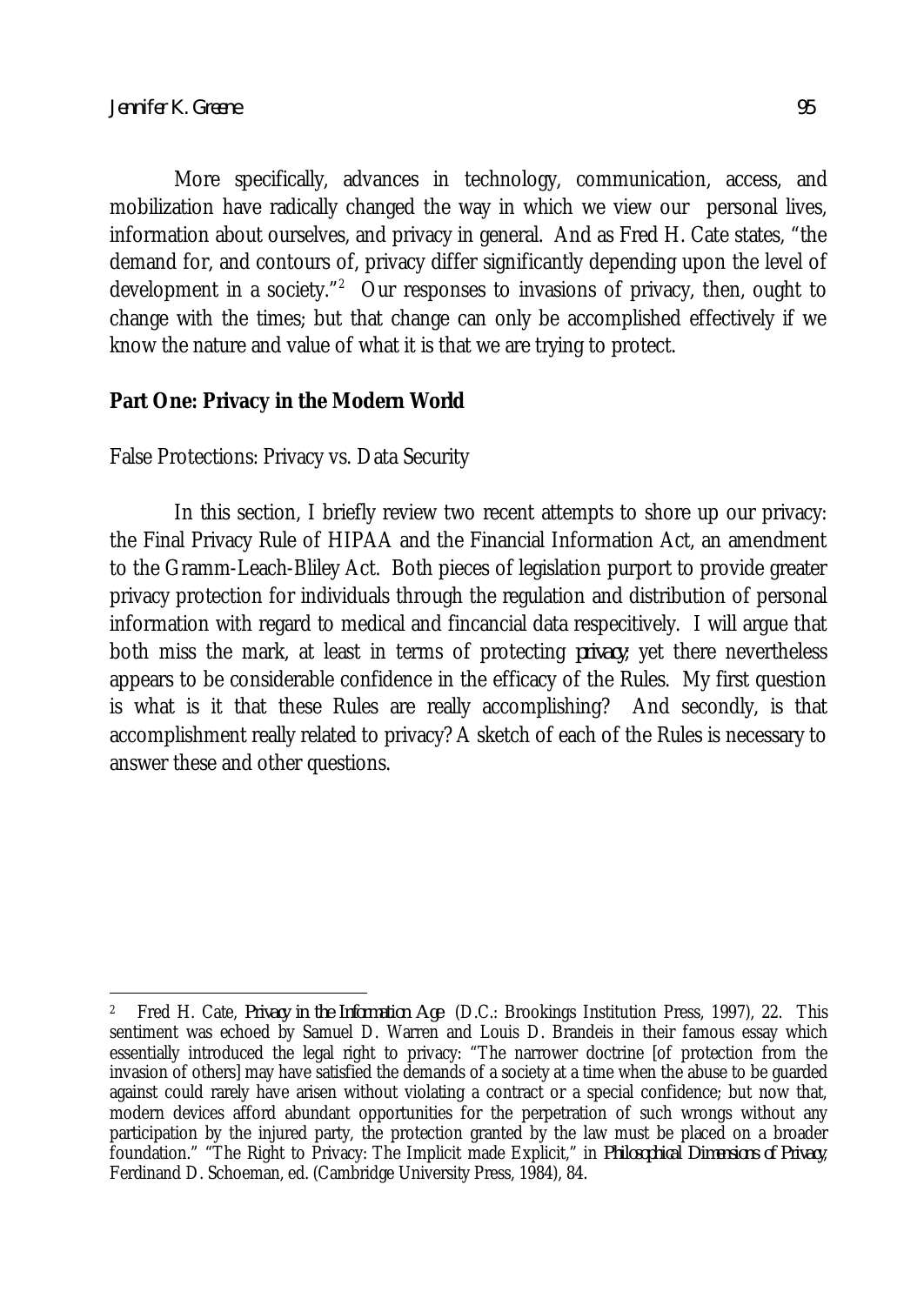More specifically, advances in technology, communication, access, and mobilization have radically changed the way in which we view our personal lives, information about ourselves, and privacy in general. And as Fred H. Cate states, "the demand for, and contours of, privacy differ significantly depending upon the level of development in a society."[2] Our responses to invasions of privacy, then, ought to change with the times; but that change can only be accomplished effectively if we know the nature and value of what it is that we are trying to protect.

## Part One: Privacy in the Modern World

### False Protections: Privacy vs. Data Security

In this section, I briefly review two recent attempts to shore up our privacy: the Final Privacy Rule of HIPAA and the Financial Information Act, an amendment to the Gramm-Leach-Bliley Act. Both pieces of legislation purport to provide greater privacy protection for individuals through the regulation and distribution of personal information with regard to medical and fincancial data respecitively. I will argue that both miss the mark, at least in terms of protecting *privacy*; yet there nevertheless appears to be considerable confidence in the efficacy of the Rules. My first question is what is it that these Rules are really accomplishing? And secondly, is that accomplishment really related to privacy? A sketch of each of the Rules is necessary to answer these and other questions.

---

[2] Fred H. Cate, *Privacy in the Information Age* (D.C.: Brookings Institution Press, 1997), 22. This sentiment was echoed by Samuel D. Warren and Louis D. Brandeis in their famous essay which essentially introduced the legal right to privacy: "The narrower doctrine [of protection from the invasion of others] may have satisfied the demands of a society at a time when the abuse to be guarded against could rarely have arisen without violating a contract or a special confidence; but now that, modern devices afford abundant opportunities for the perpetration of such wrongs without any participation by the injured party, the protection granted by the law must be placed on a broader foundation." "The Right to Privacy: The Implicit made Explicit," in *Philosophical Dimensions of Privacy*, Ferdinand D. Schoeman, ed. (Cambridge University Press, 1984), 84.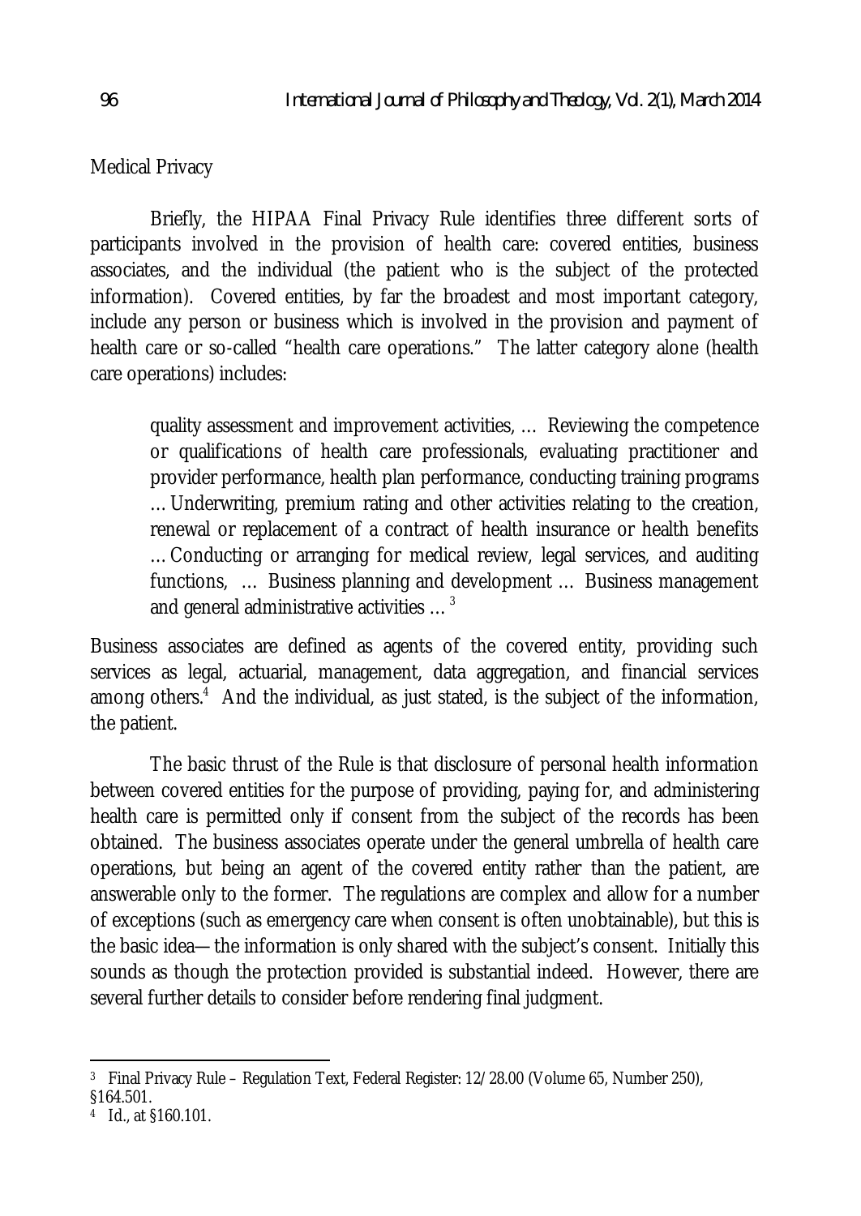Medical Privacy

Briefly, the HIPAA Final Privacy Rule identifies three different sorts of participants involved in the provision of health care: covered entities, business associates, and the individual (the patient who is the subject of the protected information). Covered entities, by far the broadest and most important category, include any person or business which is involved in the provision and payment of health care or so-called "health care operations." The latter category alone (health care operations) includes:

> quality assessment and improvement activities, … Reviewing the competence or qualifications of health care professionals, evaluating practitioner and provider performance, health plan performance, conducting training programs … Underwriting, premium rating and other activities relating to the creation, renewal or replacement of a contract of health insurance or health benefits … Conducting or arranging for medical review, legal services, and auditing functions, … Business planning and development … Business management and general administrative activities … [3]

Business associates are defined as agents of the covered entity, providing such services as legal, actuarial, management, data aggregation, and financial services among others.[4] And the individual, as just stated, is the subject of the information, the patient.

The basic thrust of the Rule is that disclosure of personal health information between covered entities for the purpose of providing, paying for, and administering health care is permitted only if consent from the subject of the records has been obtained. The business associates operate under the general umbrella of health care operations, but being an agent of the covered entity rather than the patient, are answerable only to the former. The regulations are complex and allow for a number of exceptions (such as emergency care when consent is often unobtainable), but this is the basic idea—the information is only shared with the subject's consent. Initially this sounds as though the protection provided is substantial indeed. However, there are several further details to consider before rendering final judgment.

---

[3] Final Privacy Rule – Regulation Text, Federal Register: 12/28.00 (Volume 65, Number 250), §164.501.

[4] Id., at §160.101.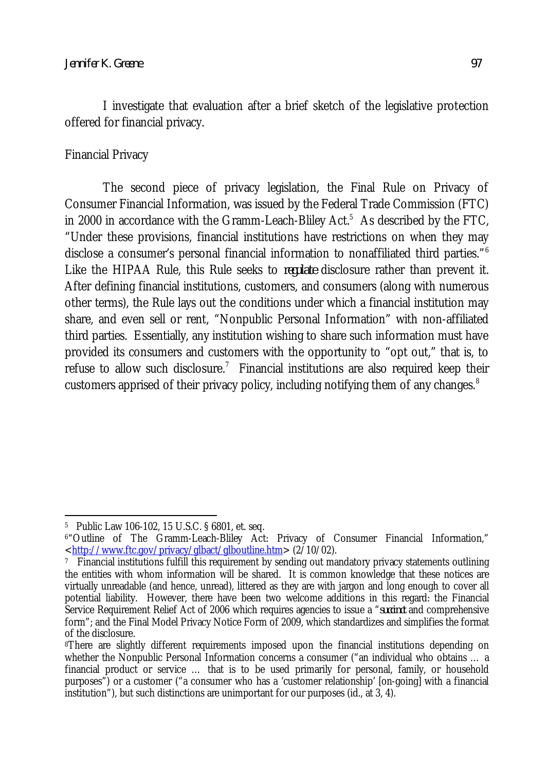I investigate that evaluation after a brief sketch of the legislative protection offered for financial privacy.

## Financial Privacy

The second piece of privacy legislation, the Final Rule on Privacy of Consumer Financial Information, was issued by the Federal Trade Commission (FTC) in 2000 in accordance with the Gramm-Leach-Bliley Act.[5] As described by the FTC, "Under these provisions, financial institutions have restrictions on when they may disclose a consumer's personal financial information to nonaffiliated third parties."[6] Like the HIPAA Rule, this Rule seeks to *regulate* disclosure rather than prevent it. After defining financial institutions, customers, and consumers (along with numerous other terms), the Rule lays out the conditions under which a financial institution may share, and even sell or rent, "Nonpublic Personal Information" with non-affiliated third parties. Essentially, any institution wishing to share such information must have provided its consumers and customers with the opportunity to "opt out," that is, to refuse to allow such disclosure.[7] Financial institutions are also required keep their customers apprised of their privacy policy, including notifying them of any changes.[8]

---

[5] Public Law 106-102, 15 U.S.C. § 6801, et. seq.

[6] "Outline of The Gramm-Leach-Bliley Act: Privacy of Consumer Financial Information," <http://www.ftc.gov/privacy/glbact/glboutline.htm> (2/10/02).

[7] Financial institutions fulfill this requirement by sending out mandatory privacy statements outlining the entities with whom information will be shared. It is common knowledge that these notices are virtually unreadable (and hence, unread), littered as they are with jargon and long enough to cover all potential liability. However, there have been two welcome additions in this regard: the Financial Service Requirement Relief Act of 2006 which requires agencies to issue a "*succinct* and comprehensive form"; and the Final Model Privacy Notice Form of 2009, which standardizes and simplifies the format of the disclosure.

[8] There are slightly different requirements imposed upon the financial institutions depending on whether the Nonpublic Personal Information concerns a consumer ("an individual who obtains … a financial product or service … that is to be used primarily for personal, family, or household purposes") or a customer ("a consumer who has a 'customer relationship' [on-going] with a financial institution"), but such distinctions are unimportant for our purposes (id., at 3, 4).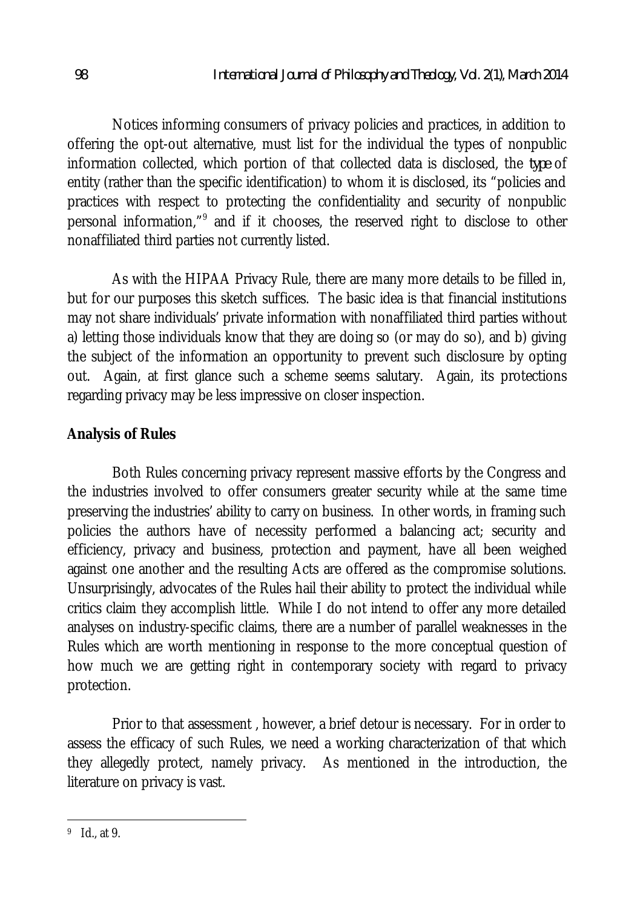Notices informing consumers of privacy policies and practices, in addition to offering the opt-out alternative, must list for the individual the types of nonpublic information collected, which portion of that collected data is disclosed, the *type* of entity (rather than the specific identification) to whom it is disclosed, its "policies and practices with respect to protecting the confidentiality and security of nonpublic personal information,"[9] and if it chooses, the reserved right to disclose to other nonaffiliated third parties not currently listed.

As with the HIPAA Privacy Rule, there are many more details to be filled in, but for our purposes this sketch suffices. The basic idea is that financial institutions may not share individuals' private information with nonaffiliated third parties without a) letting those individuals know that they are doing so (or may do so), and b) giving the subject of the information an opportunity to prevent such disclosure by opting out. Again, at first glance such a scheme seems salutary. Again, its protections regarding privacy may be less impressive on closer inspection.

## Analysis of Rules

Both Rules concerning privacy represent massive efforts by the Congress and the industries involved to offer consumers greater security while at the same time preserving the industries' ability to carry on business. In other words, in framing such policies the authors have of necessity performed a balancing act; security and efficiency, privacy and business, protection and payment, have all been weighed against one another and the resulting Acts are offered as the compromise solutions. Unsurprisingly, advocates of the Rules hail their ability to protect the individual while critics claim they accomplish little. While I do not intend to offer any more detailed analyses on industry-specific claims, there are a number of parallel weaknesses in the Rules which are worth mentioning in response to the more conceptual question of how much we are getting right in contemporary society with regard to privacy protection.

Prior to that assessment , however, a brief detour is necessary. For in order to assess the efficacy of such Rules, we need a working characterization of that which they allegedly protect, namely privacy. As mentioned in the introduction, the literature on privacy is vast.

---

[9] Id., at 9.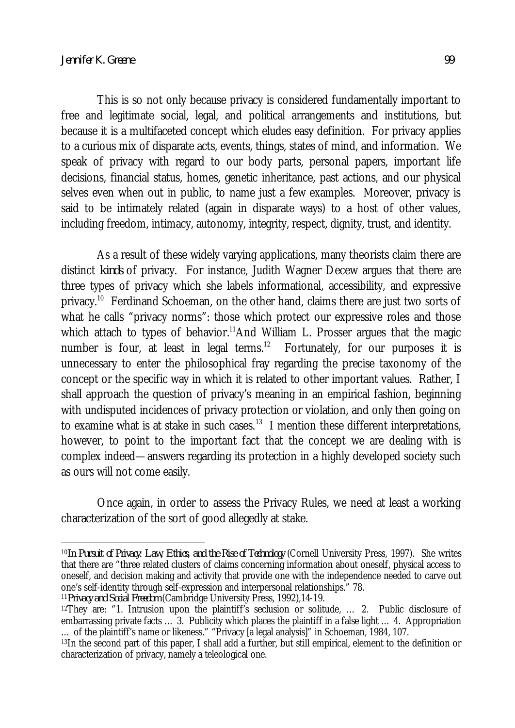This is so not only because privacy is considered fundamentally important to free and legitimate social, legal, and political arrangements and institutions, but because it is a multifaceted concept which eludes easy definition. For privacy applies to a curious mix of disparate acts, events, things, states of mind, and information. We speak of privacy with regard to our body parts, personal papers, important life decisions, financial status, homes, genetic inheritance, past actions, and our physical selves even when out in public, to name just a few examples. Moreover, privacy is said to be intimately related (again in disparate ways) to a host of other values, including freedom, intimacy, autonomy, integrity, respect, dignity, trust, and identity.

As a result of these widely varying applications, many theorists claim there are distinct *kinds* of privacy. For instance, Judith Wagner Decew argues that there are three types of privacy which she labels informational, accessibility, and expressive privacy.[10] Ferdinand Schoeman, on the other hand, claims there are just two sorts of what he calls "privacy norms": those which protect our expressive roles and those which attach to types of behavior.[11] And William L. Prosser argues that the magic number is four, at least in legal terms.[12] Fortunately, for our purposes it is unnecessary to enter the philosophical fray regarding the precise taxonomy of the concept or the specific way in which it is related to other important values. Rather, I shall approach the question of privacy's meaning in an empirical fashion, beginning with undisputed incidences of privacy protection or violation, and only then going on to examine what is at stake in such cases.[13] I mention these different interpretations, however, to point to the important fact that the concept we are dealing with is complex indeed—answers regarding its protection in a highly developed society such as ours will not come easily.

Once again, in order to assess the Privacy Rules, we need at least a working characterization of the sort of good allegedly at stake.

---

[10] *In Pursuit of Privacy: Law, Ethics, and the Rise of Technology* (Cornell University Press, 1997). She writes that there are "three related clusters of claims concerning information about oneself, physical access to oneself, and decision making and activity that provide one with the independence needed to carve out one's self-identity through self-expression and interpersonal relationships." 78.

[11] *Privacy and Social Freedom* (Cambridge University Press, 1992),14-19.

[12] They are: "1. Intrusion upon the plaintiff's seclusion or solitude, … 2. Public disclosure of embarrassing private facts … 3. Publicity which places the plaintiff in a false light … 4. Appropriation … of the plaintiff's name or likeness." "Privacy [a legal analysis]" in Schoeman, 1984, 107.

[13] In the second part of this paper, I shall add a further, but still empirical, element to the definition or characterization of privacy, namely a teleological one.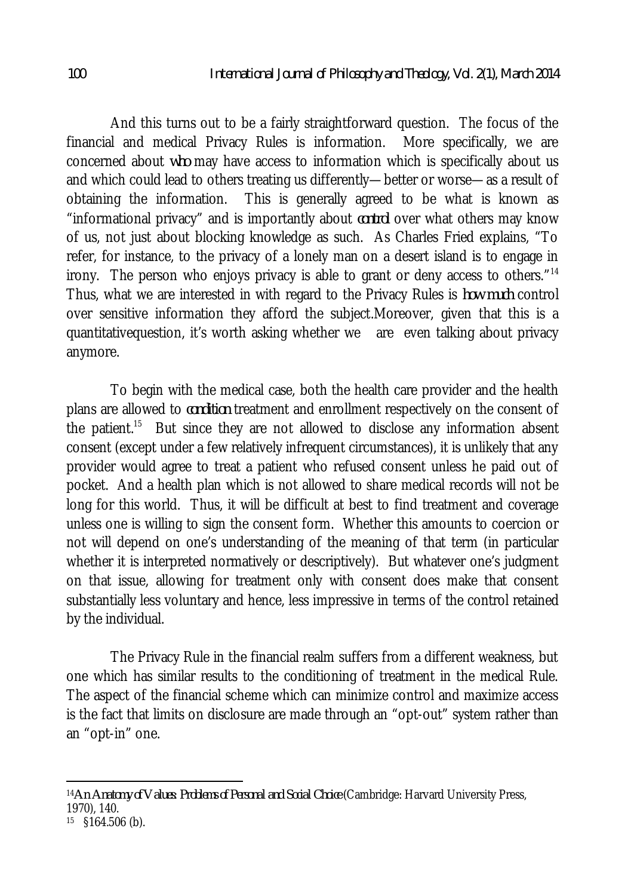And this turns out to be a fairly straightforward question. The focus of the financial and medical Privacy Rules is information. More specifically, we are concerned about *who* may have access to information which is specifically about us and which could lead to others treating us differently—better or worse—as a result of obtaining the information. This is generally agreed to be what is known as "informational privacy" and is importantly about *control* over what others may know of us, not just about blocking knowledge as such. As Charles Fried explains, "To refer, for instance, to the privacy of a lonely man on a desert island is to engage in irony. The person who enjoys privacy is able to grant or deny access to others."[14] Thus, what we are interested in with regard to the Privacy Rules is *how much* control over sensitive information they afford the subject.Moreover, given that this is a quantitativequestion, it's worth asking whether we are even talking about privacy anymore.

To begin with the medical case, both the health care provider and the health plans are allowed to *condition* treatment and enrollment respectively on the consent of the patient.[15] But since they are not allowed to disclose any information absent consent (except under a few relatively infrequent circumstances), it is unlikely that any provider would agree to treat a patient who refused consent unless he paid out of pocket. And a health plan which is not allowed to share medical records will not be long for this world. Thus, it will be difficult at best to find treatment and coverage unless one is willing to sign the consent form. Whether this amounts to coercion or not will depend on one's understanding of the meaning of that term (in particular whether it is interpreted normatively or descriptively). But whatever one's judgment on that issue, allowing for treatment only with consent does make that consent substantially less voluntary and hence, less impressive in terms of the control retained by the individual.

The Privacy Rule in the financial realm suffers from a different weakness, but one which has similar results to the conditioning of treatment in the medical Rule. The aspect of the financial scheme which can minimize control and maximize access is the fact that limits on disclosure are made through an "opt-out" system rather than an "opt-in" one.

---

[14] *An Anatomy of Values: Problems of Personal and Social Choice* (Cambridge: Harvard University Press, 1970), 140.

[15] §164.506 (b).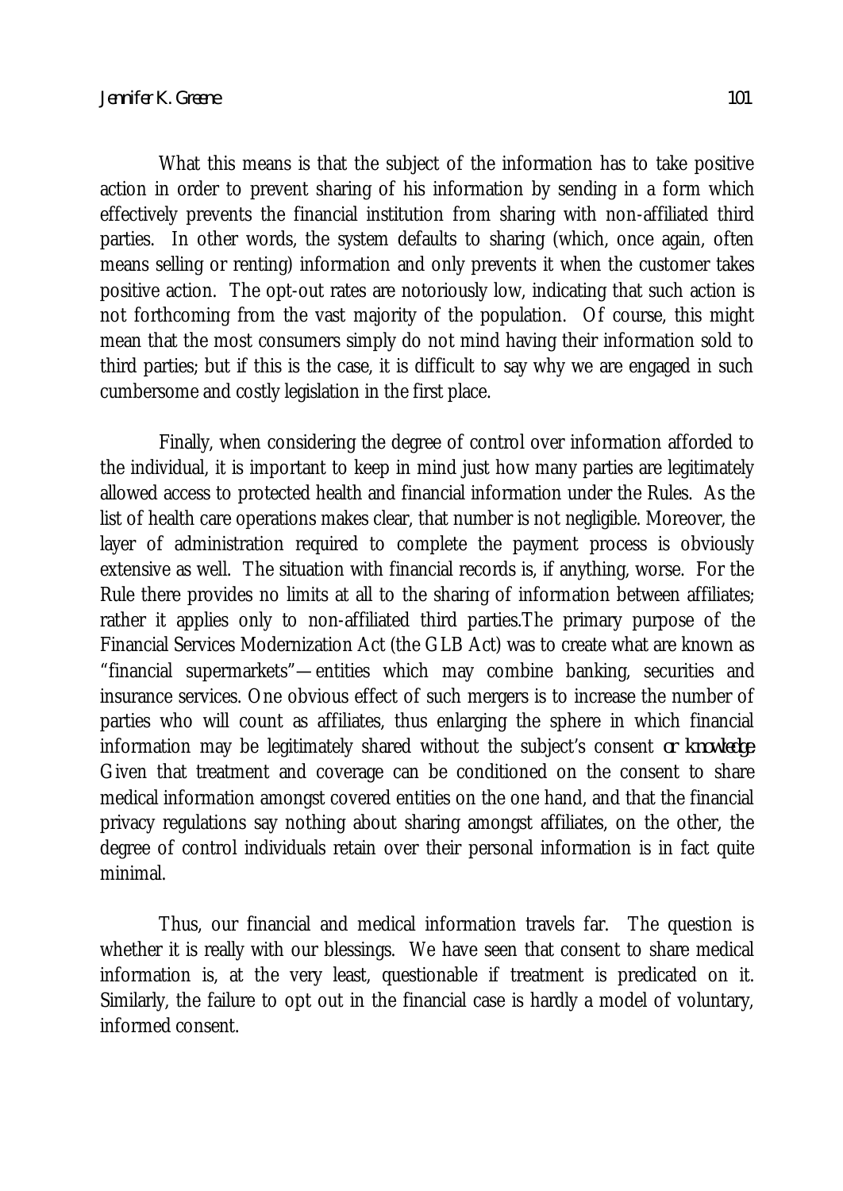What this means is that the subject of the information has to take positive action in order to prevent sharing of his information by sending in a form which effectively prevents the financial institution from sharing with non-affiliated third parties. In other words, the system defaults to sharing (which, once again, often means selling or renting) information and only prevents it when the customer takes positive action. The opt-out rates are notoriously low, indicating that such action is not forthcoming from the vast majority of the population. Of course, this might mean that the most consumers simply do not mind having their information sold to third parties; but if this is the case, it is difficult to say why we are engaged in such cumbersome and costly legislation in the first place.

Finally, when considering the degree of control over information afforded to the individual, it is important to keep in mind just how many parties are legitimately allowed access to protected health and financial information under the Rules. As the list of health care operations makes clear, that number is not negligible. Moreover, the layer of administration required to complete the payment process is obviously extensive as well. The situation with financial records is, if anything, worse. For the Rule there provides no limits at all to the sharing of information between affiliates; rather it applies only to non-affiliated third parties.The primary purpose of the Financial Services Modernization Act (the GLB Act) was to create what are known as "financial supermarkets"—entities which may combine banking, securities and insurance services. One obvious effect of such mergers is to increase the number of parties who will count as affiliates, thus enlarging the sphere in which financial information may be legitimately shared without the subject's consent *or knowledge*. Given that treatment and coverage can be conditioned on the consent to share medical information amongst covered entities on the one hand, and that the financial privacy regulations say nothing about sharing amongst affiliates, on the other, the degree of control individuals retain over their personal information is in fact quite minimal.

Thus, our financial and medical information travels far. The question is whether it is really with our blessings. We have seen that consent to share medical information is, at the very least, questionable if treatment is predicated on it. Similarly, the failure to opt out in the financial case is hardly a model of voluntary, informed consent.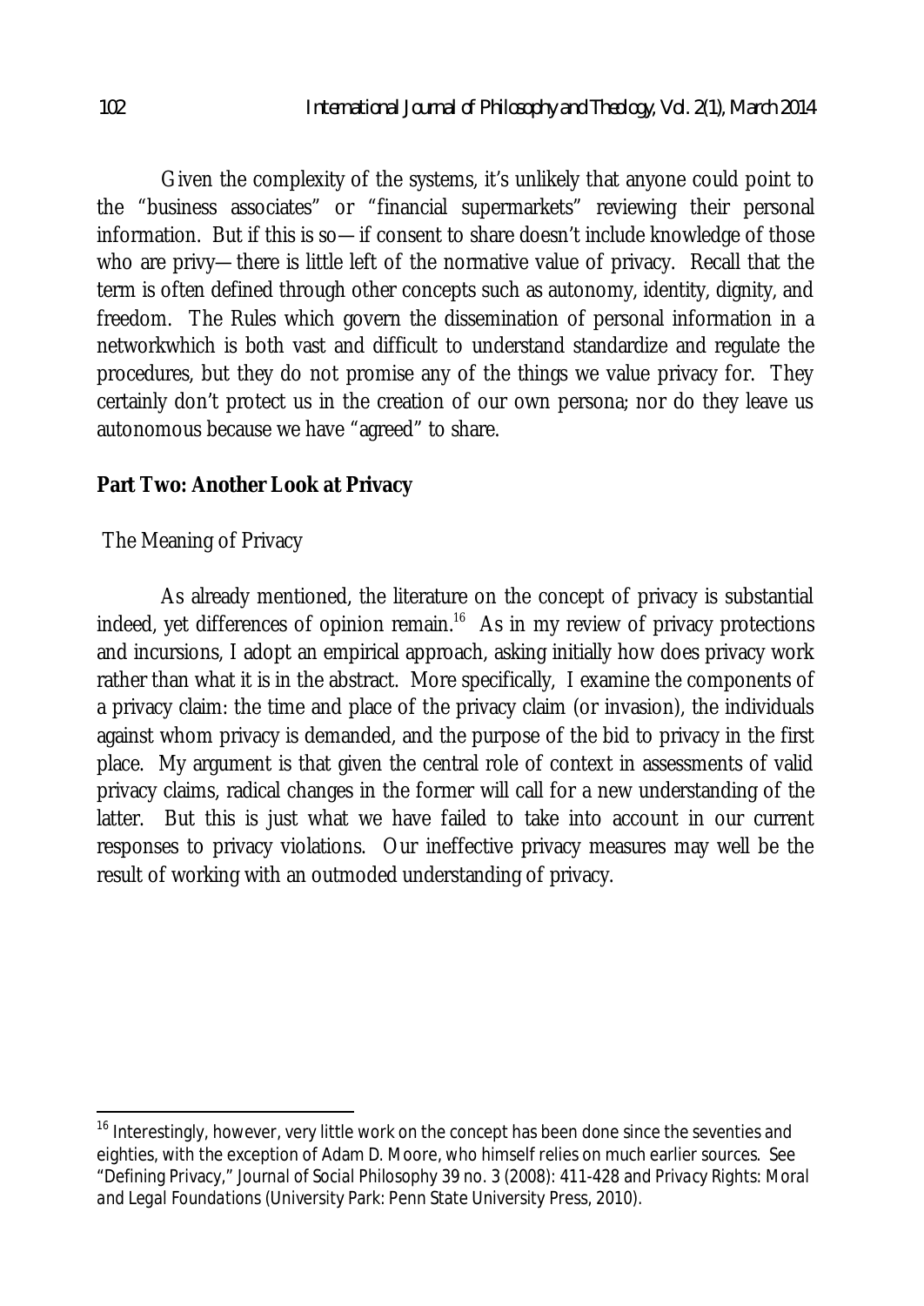Given the complexity of the systems, it's unlikely that anyone could point to the "business associates" or "financial supermarkets" reviewing their personal information. But if this is so—if consent to share doesn't include knowledge of those who are privy—there is little left of the normative value of privacy. Recall that the term is often defined through other concepts such as autonomy, identity, dignity, and freedom. The Rules which govern the dissemination of personal information in a networkwhich is both vast and difficult to understand standardize and regulate the procedures, but they do not promise any of the things we value privacy for. They certainly don't protect us in the creation of our own persona; nor do they leave us autonomous because we have "agreed" to share.

## Part Two: Another Look at Privacy

### The Meaning of Privacy

As already mentioned, the literature on the concept of privacy is substantial indeed, yet differences of opinion remain.[16] As in my review of privacy protections and incursions, I adopt an empirical approach, asking initially how does privacy work rather than what it is in the abstract. More specifically, I examine the components of a privacy claim: the time and place of the privacy claim (or invasion), the individuals against whom privacy is demanded, and the purpose of the bid to privacy in the first place. My argument is that given the central role of context in assessments of valid privacy claims, radical changes in the former will call for a new understanding of the latter. But this is just what we have failed to take into account in our current responses to privacy violations. Our ineffective privacy measures may well be the result of working with an outmoded understanding of privacy.

---

[16] Interestingly, however, very little work on the concept has been done since the seventies and eighties, with the exception of Adam D. Moore, who himself relies on much earlier sources. See "Defining Privacy," *Journal of Social Philosophy* 39 no. 3 (2008): 411-428 and *Privacy Rights: Moral and Legal Foundations* (University Park: Penn State University Press, 2010).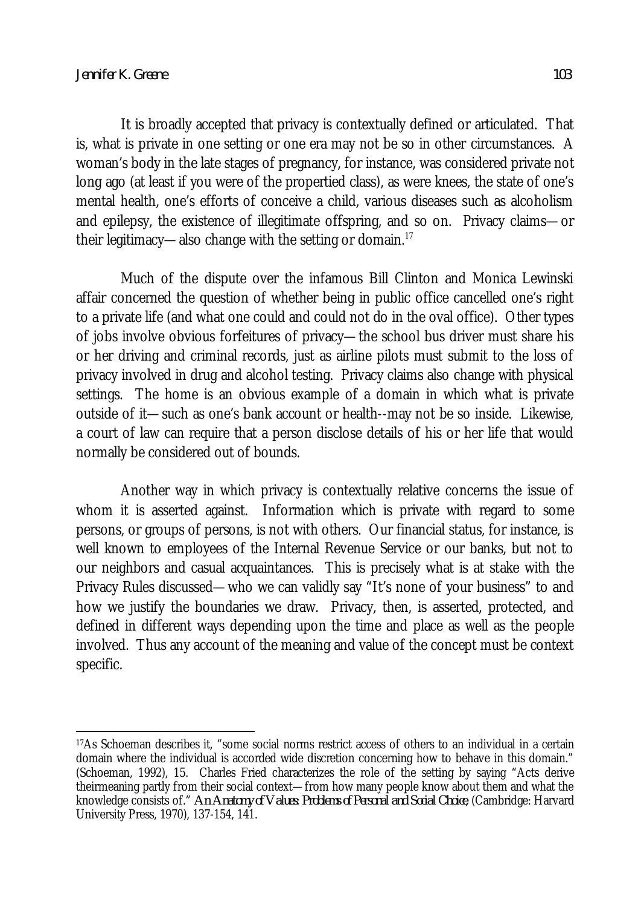It is broadly accepted that privacy is contextually defined or articulated. That is, what is private in one setting or one era may not be so in other circumstances. A woman's body in the late stages of pregnancy, for instance, was considered private not long ago (at least if you were of the propertied class), as were knees, the state of one's mental health, one's efforts of conceive a child, various diseases such as alcoholism and epilepsy, the existence of illegitimate offspring, and so on. Privacy claims—or their legitimacy—also change with the setting or domain.[17]

Much of the dispute over the infamous Bill Clinton and Monica Lewinski affair concerned the question of whether being in public office cancelled one's right to a private life (and what one could and could not do in the oval office). Other types of jobs involve obvious forfeitures of privacy—the school bus driver must share his or her driving and criminal records, just as airline pilots must submit to the loss of privacy involved in drug and alcohol testing. Privacy claims also change with physical settings. The home is an obvious example of a domain in which what is private outside of it—such as one's bank account or health--may not be so inside. Likewise, a court of law can require that a person disclose details of his or her life that would normally be considered out of bounds.

Another way in which privacy is contextually relative concerns the issue of whom it is asserted against. Information which is private with regard to some persons, or groups of persons, is not with others. Our financial status, for instance, is well known to employees of the Internal Revenue Service or our banks, but not to our neighbors and casual acquaintances. This is precisely what is at stake with the Privacy Rules discussed—who we can validly say "It's none of your business" to and how we justify the boundaries we draw. Privacy, then, is asserted, protected, and defined in different ways depending upon the time and place as well as the people involved. Thus any account of the meaning and value of the concept must be context specific.

---

[17]As Schoeman describes it, "some social norms restrict access of others to an individual in a certain domain where the individual is accorded wide discretion concerning how to behave in this domain." (Schoeman, 1992), 15. Charles Fried characterizes the role of the setting by saying "Acts derive theirmeaning partly from their social context—from how many people know about them and what the knowledge consists of." *An Anatomy of Values: Problems of Personal and Social Choice*, (Cambridge: Harvard University Press, 1970), 137-154, 141.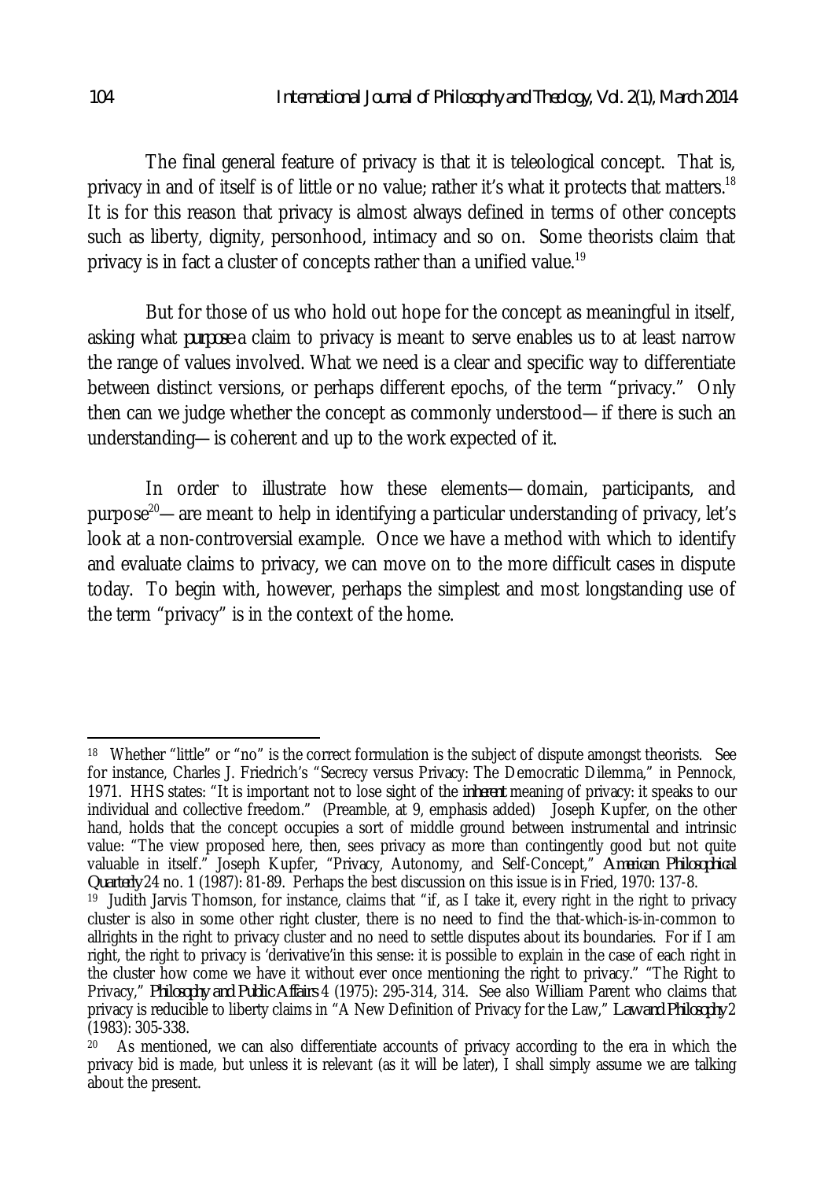The final general feature of privacy is that it is teleological concept. That is, privacy in and of itself is of little or no value; rather it's what it protects that matters.[18] It is for this reason that privacy is almost always defined in terms of other concepts such as liberty, dignity, personhood, intimacy and so on. Some theorists claim that privacy is in fact a cluster of concepts rather than a unified value.[19]

But for those of us who hold out hope for the concept as meaningful in itself, asking what *purpose* a claim to privacy is meant to serve enables us to at least narrow the range of values involved. What we need is a clear and specific way to differentiate between distinct versions, or perhaps different epochs, of the term "privacy." Only then can we judge whether the concept as commonly understood—if there is such an understanding—is coherent and up to the work expected of it.

In order to illustrate how these elements—domain, participants, and purpose[20]— are meant to help in identifying a particular understanding of privacy, let's look at a non-controversial example. Once we have a method with which to identify and evaluate claims to privacy, we can move on to the more difficult cases in dispute today. To begin with, however, perhaps the simplest and most longstanding use of the term "privacy" is in the context of the home.

---

[18] Whether "little" or "no" is the correct formulation is the subject of dispute amongst theorists. See for instance, Charles J. Friedrich's "Secrecy versus Privacy: The Democratic Dilemma," in Pennock, 1971. HHS states: "It is important not to lose sight of the *inherent* meaning of privacy: it speaks to our individual and collective freedom." (Preamble, at 9, emphasis added) Joseph Kupfer, on the other hand, holds that the concept occupies a sort of middle ground between instrumental and intrinsic value: "The view proposed here, then, sees privacy as more than contingently good but not quite valuable in itself." Joseph Kupfer, "Privacy, Autonomy, and Self-Concept," *American Philosophical Quarterly* 24 no. 1 (1987): 81-89. Perhaps the best discussion on this issue is in Fried, 1970: 137-8.

[19] Judith Jarvis Thomson, for instance, claims that "if, as I take it, every right in the right to privacy cluster is also in some other right cluster, there is no need to find the that-which-is-in-common to allrights in the right to privacy cluster and no need to settle disputes about its boundaries. For if I am right, the right to privacy is 'derivative'in this sense: it is possible to explain in the case of each right in the cluster how come we have it without ever once mentioning the right to privacy." "The Right to Privacy," *Philosophy and Public Affairs* 4 (1975): 295-314, 314. See also William Parent who claims that privacy is reducible to liberty claims in "A New Definition of Privacy for the Law," *Law and Philosophy* 2 (1983): 305-338.

[20] As mentioned, we can also differentiate accounts of privacy according to the era in which the privacy bid is made, but unless it is relevant (as it will be later), I shall simply assume we are talking about the present.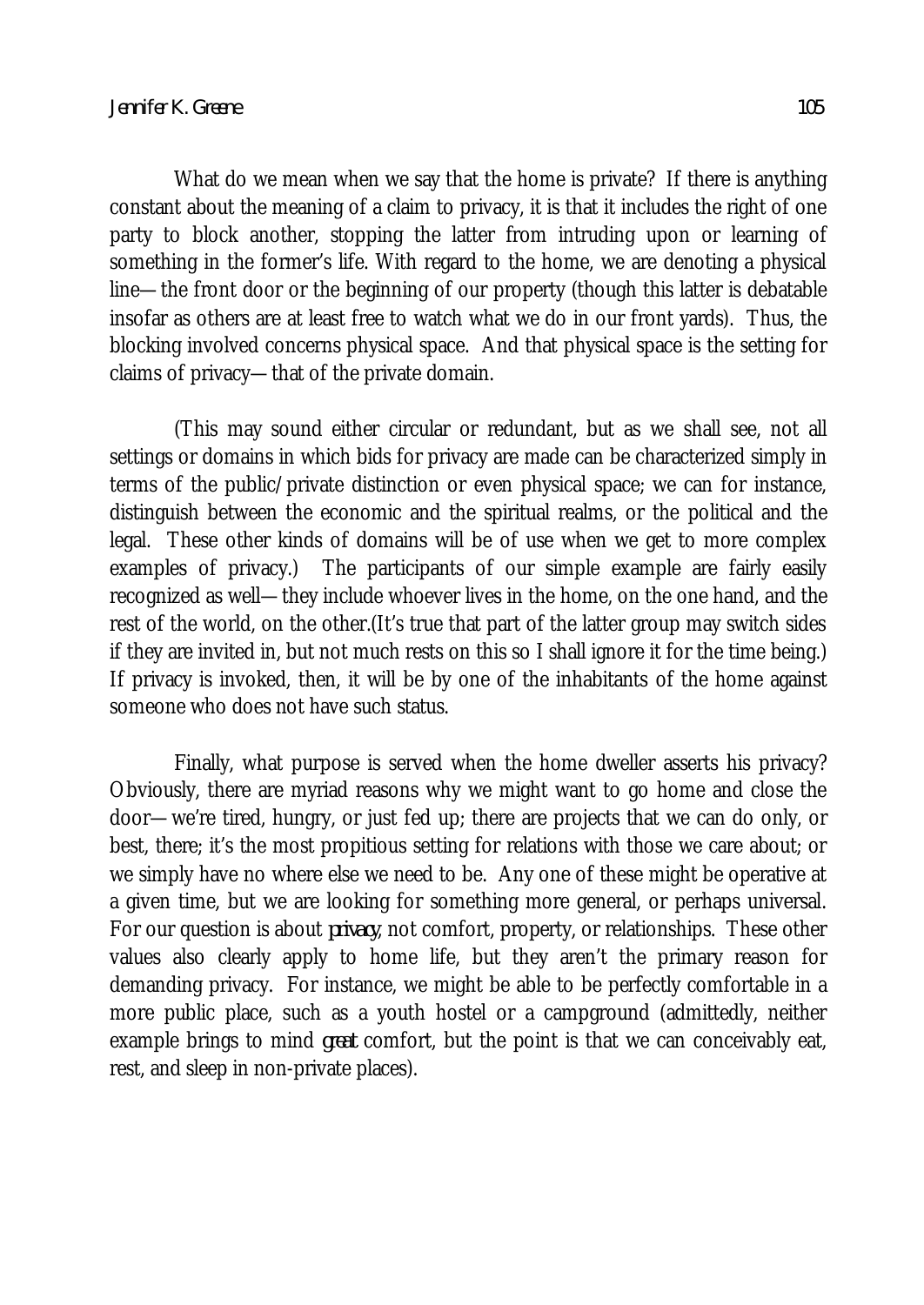What do we mean when we say that the home is private? If there is anything constant about the meaning of a claim to privacy, it is that it includes the right of one party to block another, stopping the latter from intruding upon or learning of something in the former's life. With regard to the home, we are denoting a physical line—the front door or the beginning of our property (though this latter is debatable insofar as others are at least free to watch what we do in our front yards). Thus, the blocking involved concerns physical space. And that physical space is the setting for claims of privacy—that of the private domain.

(This may sound either circular or redundant, but as we shall see, not all settings or domains in which bids for privacy are made can be characterized simply in terms of the public/private distinction or even physical space; we can for instance, distinguish between the economic and the spiritual realms, or the political and the legal. These other kinds of domains will be of use when we get to more complex examples of privacy.) The participants of our simple example are fairly easily recognized as well—they include whoever lives in the home, on the one hand, and the rest of the world, on the other.(It's true that part of the latter group may switch sides if they are invited in, but not much rests on this so I shall ignore it for the time being.) If privacy is invoked, then, it will be by one of the inhabitants of the home against someone who does not have such status.

Finally, what purpose is served when the home dweller asserts his privacy? Obviously, there are myriad reasons why we might want to go home and close the door—we're tired, hungry, or just fed up; there are projects that we can do only, or best, there; it's the most propitious setting for relations with those we care about; or we simply have no where else we need to be. Any one of these might be operative at a given time, but we are looking for something more general, or perhaps universal. For our question is about *privacy*, not comfort, property, or relationships. These other values also clearly apply to home life, but they aren't the primary reason for demanding privacy. For instance, we might be able to be perfectly comfortable in a more public place, such as a youth hostel or a campground (admittedly, neither example brings to mind *great* comfort, but the point is that we can conceivably eat, rest, and sleep in non-private places).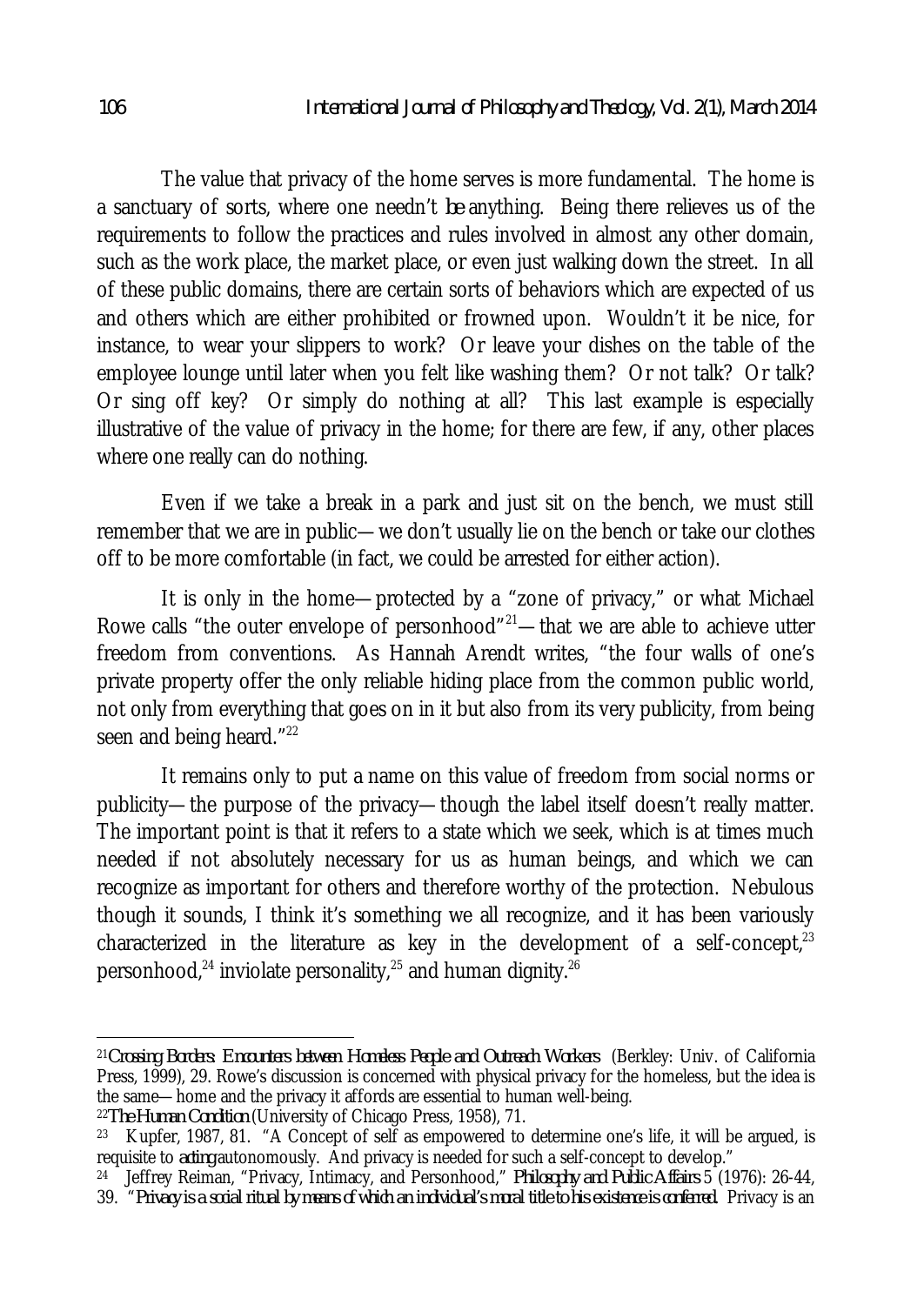The value that privacy of the home serves is more fundamental. The home is a sanctuary of sorts, where one needn't *be* anything. Being there relieves us of the requirements to follow the practices and rules involved in almost any other domain, such as the work place, the market place, or even just walking down the street. In all of these public domains, there are certain sorts of behaviors which are expected of us and others which are either prohibited or frowned upon. Wouldn't it be nice, for instance, to wear your slippers to work? Or leave your dishes on the table of the employee lounge until later when you felt like washing them? Or not talk? Or talk? Or sing off key? Or simply do nothing at all? This last example is especially illustrative of the value of privacy in the home; for there are few, if any, other places where one really can do nothing.

Even if we take a break in a park and just sit on the bench, we must still remember that we are in public—we don't usually lie on the bench or take our clothes off to be more comfortable (in fact, we could be arrested for either action).

It is only in the home—protected by a "zone of privacy," or what Michael Rowe calls "the outer envelope of personhood"[21]—that we are able to achieve utter freedom from conventions. As Hannah Arendt writes, "the four walls of one's private property offer the only reliable hiding place from the common public world, not only from everything that goes on in it but also from its very publicity, from being seen and being heard."[22]

It remains only to put a name on this value of freedom from social norms or publicity—the purpose of the privacy—though the label itself doesn't really matter. The important point is that it refers to a state which we seek, which is at times much needed if not absolutely necessary for us as human beings, and which we can recognize as important for others and therefore worthy of the protection. Nebulous though it sounds, I think it's something we all recognize, and it has been variously characterized in the literature as key in the development of a self-concept,[23] personhood,[24] inviolate personality,[25] and human dignity.[26]

---

[21] *Crossing Borders: Encounters between Homeless People and Outreach Workers* (Berkley: Univ. of California Press, 1999), 29. Rowe's discussion is concerned with physical privacy for the homeless, but the idea is the same—home and the privacy it affords are essential to human well-being.

[22] *The Human Condition* (University of Chicago Press, 1958), 71.

[23] Kupfer, 1987, 81. "A Concept of self as empowered to determine one's life, it will be argued, is requisite to *acting* autonomously. And privacy is needed for such a self-concept to develop."

[24] Jeffrey Reiman, "Privacy, Intimacy, and Personhood," *Philosophy and Public Affairs* 5 (1976): 26-44, 39. "*Privacy is a social ritual by means of which an individual's moral title to his existence is conferred.* Privacy is an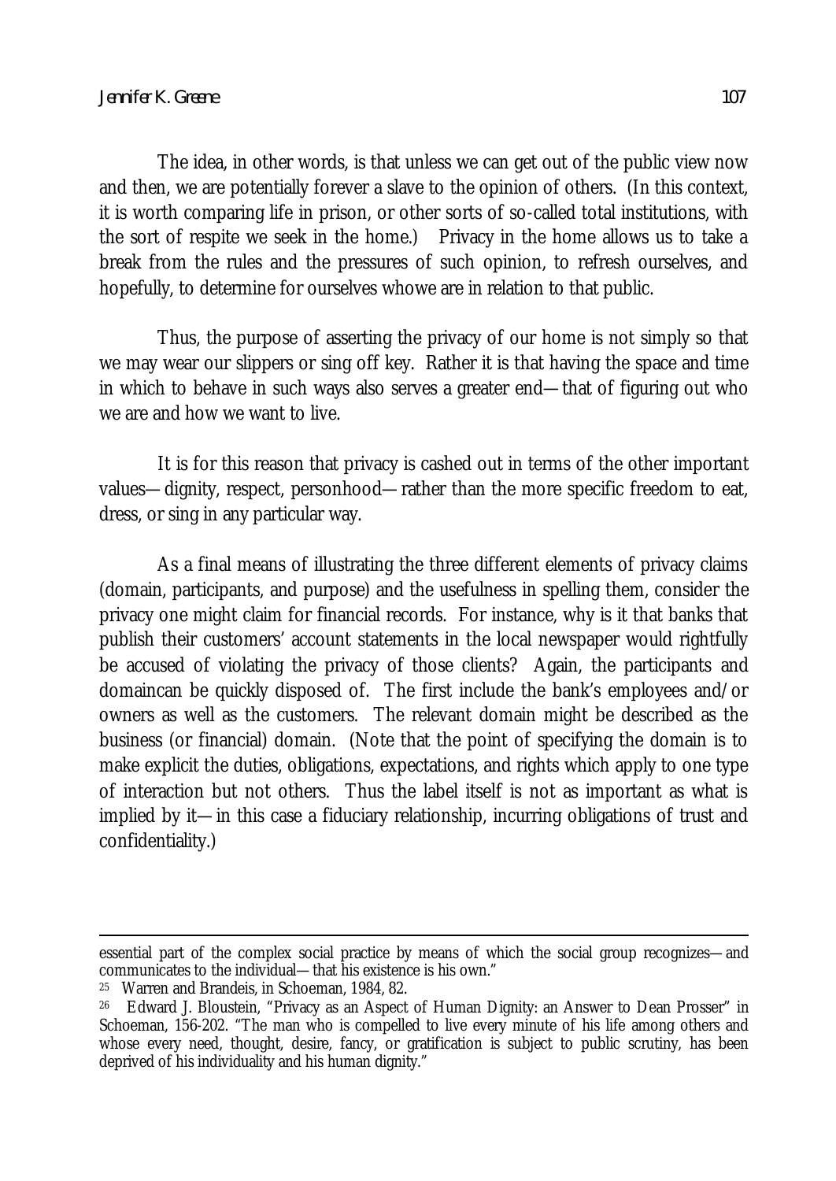The idea, in other words, is that unless we can get out of the public view now and then, we are potentially forever a slave to the opinion of others. (In this context, it is worth comparing life in prison, or other sorts of so-called total institutions, with the sort of respite we seek in the home.) Privacy in the home allows us to take a break from the rules and the pressures of such opinion, to refresh ourselves, and hopefully, to determine for ourselves whowe are in relation to that public.

Thus, the purpose of asserting the privacy of our home is not simply so that we may wear our slippers or sing off key. Rather it is that having the space and time in which to behave in such ways also serves a greater end—that of figuring out who we are and how we want to live.

It is for this reason that privacy is cashed out in terms of the other important values—dignity, respect, personhood—rather than the more specific freedom to eat, dress, or sing in any particular way.

As a final means of illustrating the three different elements of privacy claims (domain, participants, and purpose) and the usefulness in spelling them, consider the privacy one might claim for financial records. For instance, why is it that banks that publish their customers' account statements in the local newspaper would rightfully be accused of violating the privacy of those clients? Again, the participants and domaincan be quickly disposed of. The first include the bank's employees and/or owners as well as the customers. The relevant domain might be described as the business (or financial) domain. (Note that the point of specifying the domain is to make explicit the duties, obligations, expectations, and rights which apply to one type of interaction but not others. Thus the label itself is not as important as what is implied by it—in this case a fiduciary relationship, incurring obligations of trust and confidentiality.)

---

essential part of the complex social practice by means of which the social group recognizes—and communicates to the individual—that his existence is his own."

[25] Warren and Brandeis, in Schoeman, 1984, 82.

[26] Edward J. Bloustein, "Privacy as an Aspect of Human Dignity: an Answer to Dean Prosser" in Schoeman, 156-202. "The man who is compelled to live every minute of his life among others and whose every need, thought, desire, fancy, or gratification is subject to public scrutiny, has been deprived of his individuality and his human dignity."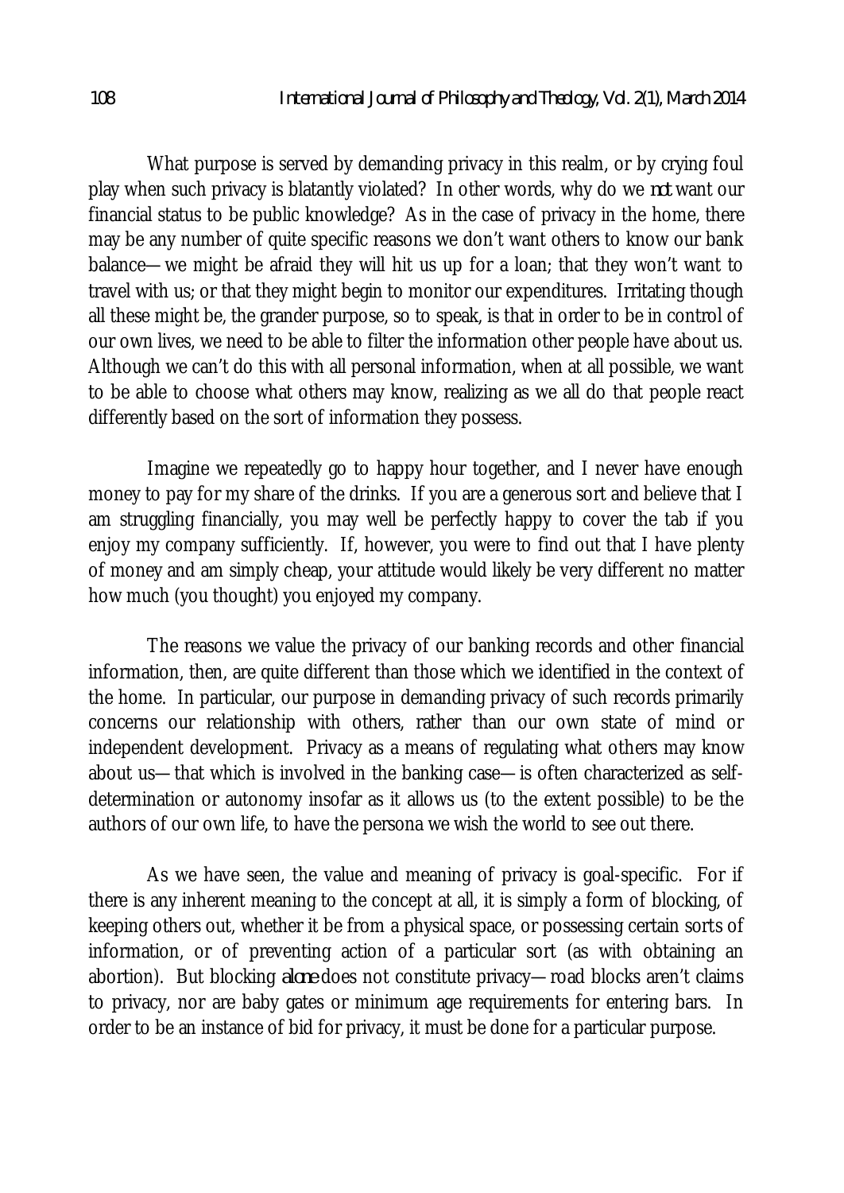What purpose is served by demanding privacy in this realm, or by crying foul play when such privacy is blatantly violated? In other words, why do we *not* want our financial status to be public knowledge? As in the case of privacy in the home, there may be any number of quite specific reasons we don't want others to know our bank balance—we might be afraid they will hit us up for a loan; that they won't want to travel with us; or that they might begin to monitor our expenditures. Irritating though all these might be, the grander purpose, so to speak, is that in order to be in control of our own lives, we need to be able to filter the information other people have about us. Although we can't do this with all personal information, when at all possible, we want to be able to choose what others may know, realizing as we all do that people react differently based on the sort of information they possess.

Imagine we repeatedly go to happy hour together, and I never have enough money to pay for my share of the drinks. If you are a generous sort and believe that I am struggling financially, you may well be perfectly happy to cover the tab if you enjoy my company sufficiently. If, however, you were to find out that I have plenty of money and am simply cheap, your attitude would likely be very different no matter how much (you thought) you enjoyed my company.

The reasons we value the privacy of our banking records and other financial information, then, are quite different than those which we identified in the context of the home. In particular, our purpose in demanding privacy of such records primarily concerns our relationship with others, rather than our own state of mind or independent development. Privacy as a means of regulating what others may know about us—that which is involved in the banking case—is often characterized as self-determination or autonomy insofar as it allows us (to the extent possible) to be the authors of our own life, to have the persona we wish the world to see out there.

As we have seen, the value and meaning of privacy is goal-specific. For if there is any inherent meaning to the concept at all, it is simply a form of blocking, of keeping others out, whether it be from a physical space, or possessing certain sorts of information, or of preventing action of a particular sort (as with obtaining an abortion). But blocking *alone* does not constitute privacy—road blocks aren't claims to privacy, nor are baby gates or minimum age requirements for entering bars. In order to be an instance of bid for privacy, it must be done for a particular purpose.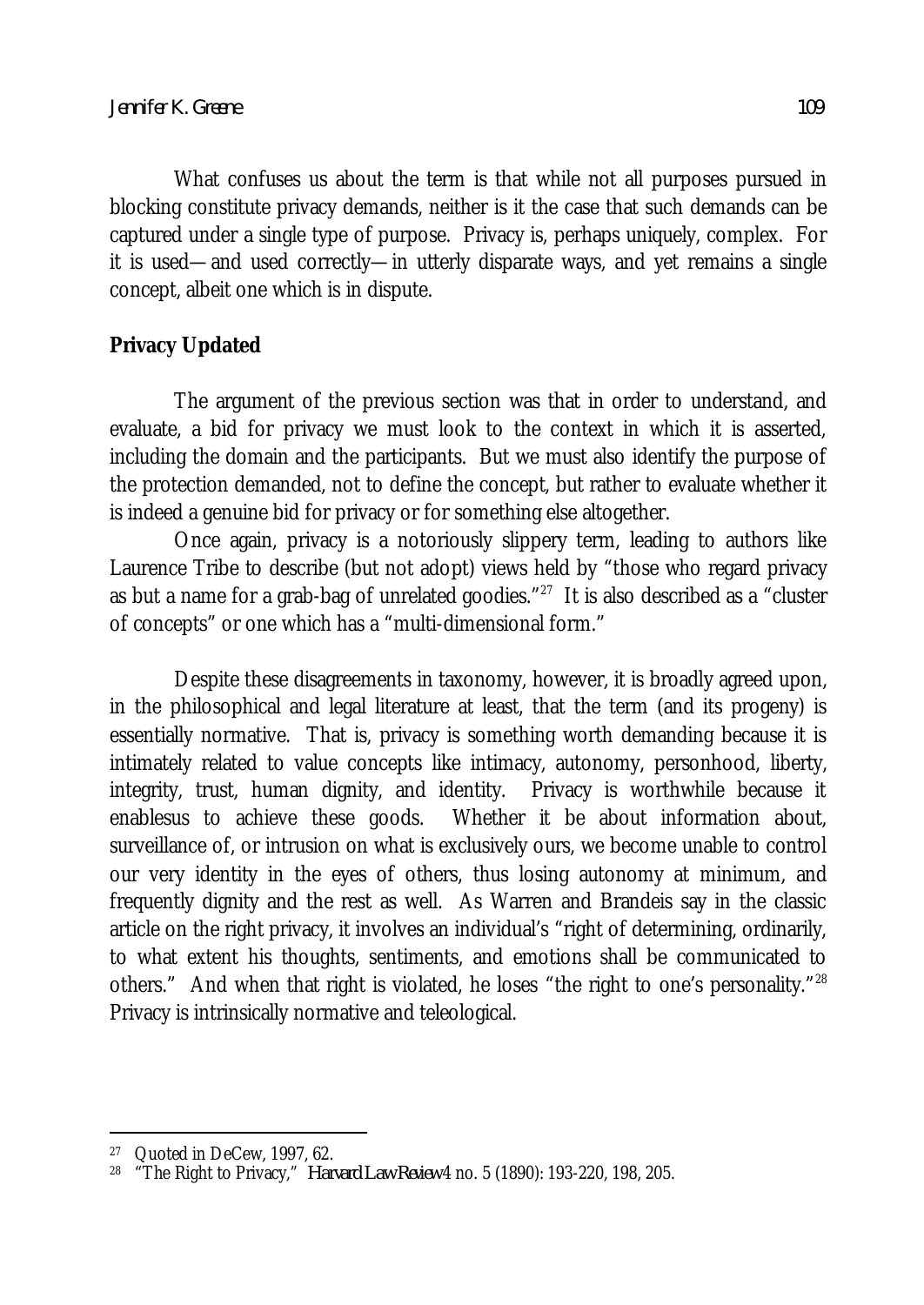What confuses us about the term is that while not all purposes pursued in blocking constitute privacy demands, neither is it the case that such demands can be captured under a single type of purpose. Privacy is, perhaps uniquely, complex. For it is used—and used correctly—in utterly disparate ways, and yet remains a single concept, albeit one which is in dispute.

## Privacy Updated

The argument of the previous section was that in order to understand, and evaluate, a bid for privacy we must look to the context in which it is asserted, including the domain and the participants. But we must also identify the purpose of the protection demanded, not to define the concept, but rather to evaluate whether it is indeed a genuine bid for privacy or for something else altogether.

Once again, privacy is a notoriously slippery term, leading to authors like Laurence Tribe to describe (but not adopt) views held by "those who regard privacy as but a name for a grab-bag of unrelated goodies."[27] It is also described as a "cluster of concepts" or one which has a "multi-dimensional form."

Despite these disagreements in taxonomy, however, it is broadly agreed upon, in the philosophical and legal literature at least, that the term (and its progeny) is essentially normative. That is, privacy is something worth demanding because it is intimately related to value concepts like intimacy, autonomy, personhood, liberty, integrity, trust, human dignity, and identity. Privacy is worthwhile because it enablesus to achieve these goods. Whether it be about information about, surveillance of, or intrusion on what is exclusively ours, we become unable to control our very identity in the eyes of others, thus losing autonomy at minimum, and frequently dignity and the rest as well. As Warren and Brandeis say in the classic article on the right privacy, it involves an individual's "right of determining, ordinarily, to what extent his thoughts, sentiments, and emotions shall be communicated to others." And when that right is violated, he loses "the right to one's personality."[28] Privacy is intrinsically normative and teleological.

---

[27] Quoted in DeCew, 1997, 62.

[28] "The Right to Privacy," *Harvard Law Review* 4 no. 5 (1890): 193-220, 198, 205.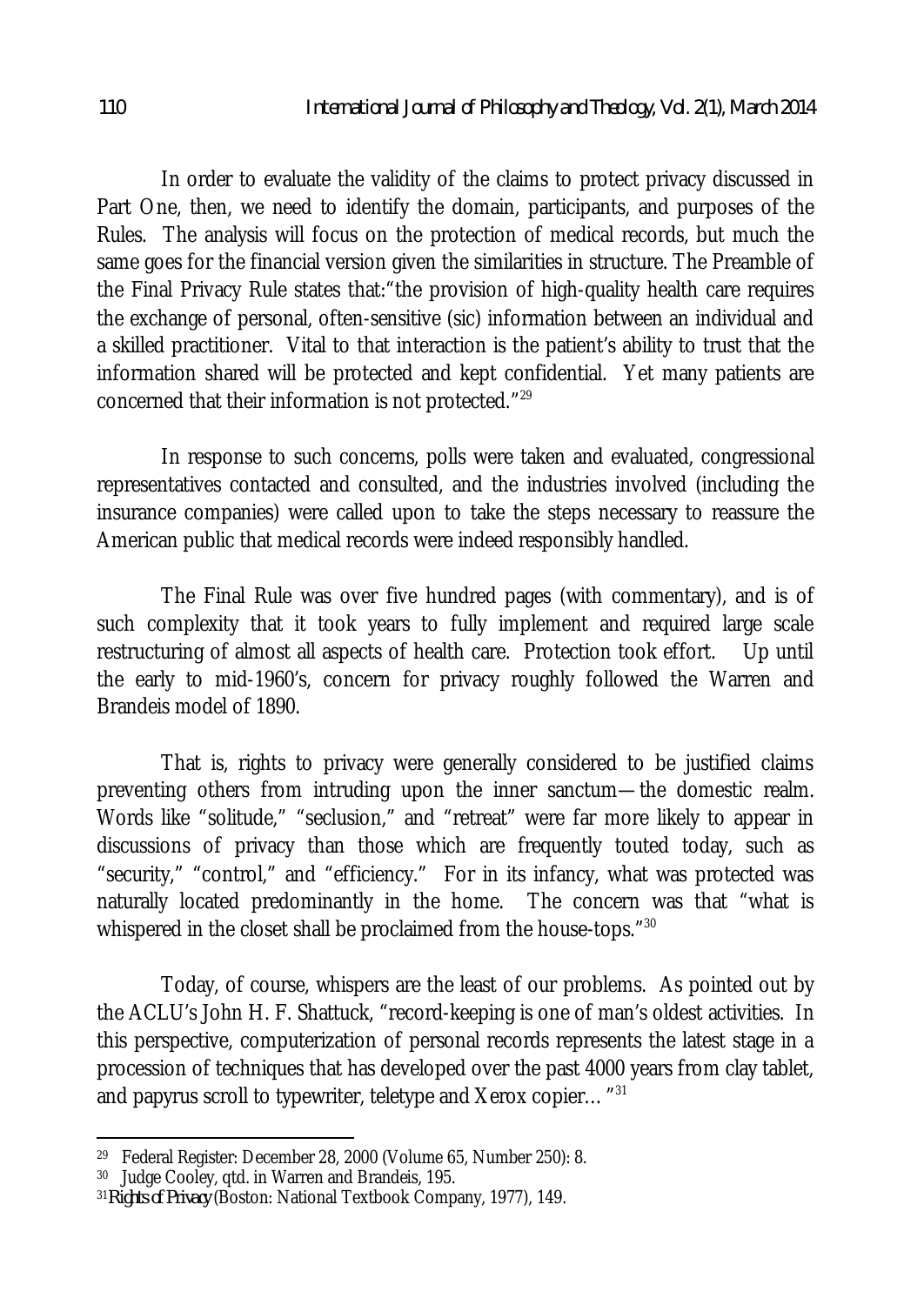In order to evaluate the validity of the claims to protect privacy discussed in Part One, then, we need to identify the domain, participants, and purposes of the Rules. The analysis will focus on the protection of medical records, but much the same goes for the financial version given the similarities in structure. The Preamble of the Final Privacy Rule states that:"the provision of high-quality health care requires the exchange of personal, often-sensitive (sic) information between an individual and a skilled practitioner. Vital to that interaction is the patient's ability to trust that the information shared will be protected and kept confidential. Yet many patients are concerned that their information is not protected."[29]

In response to such concerns, polls were taken and evaluated, congressional representatives contacted and consulted, and the industries involved (including the insurance companies) were called upon to take the steps necessary to reassure the American public that medical records were indeed responsibly handled.

The Final Rule was over five hundred pages (with commentary), and is of such complexity that it took years to fully implement and required large scale restructuring of almost all aspects of health care. Protection took effort. Up until the early to mid-1960's, concern for privacy roughly followed the Warren and Brandeis model of 1890.

That is, rights to privacy were generally considered to be justified claims preventing others from intruding upon the inner sanctum—the domestic realm. Words like "solitude," "seclusion," and "retreat" were far more likely to appear in discussions of privacy than those which are frequently touted today, such as "security," "control," and "efficiency." For in its infancy, what was protected was naturally located predominantly in the home. The concern was that "what is whispered in the closet shall be proclaimed from the house-tops."[30]

Today, of course, whispers are the least of our problems. As pointed out by the ACLU's John H. F. Shattuck, "record-keeping is one of man's oldest activities. In this perspective, computerization of personal records represents the latest stage in a procession of techniques that has developed over the past 4000 years from clay tablet, and papyrus scroll to typewriter, teletype and Xerox copier… "[31]

---

[29] Federal Register: December 28, 2000 (Volume 65, Number 250): 8.

[30] Judge Cooley, qtd. in Warren and Brandeis, 195.

[31] *Rights of Privacy* (Boston: National Textbook Company, 1977), 149.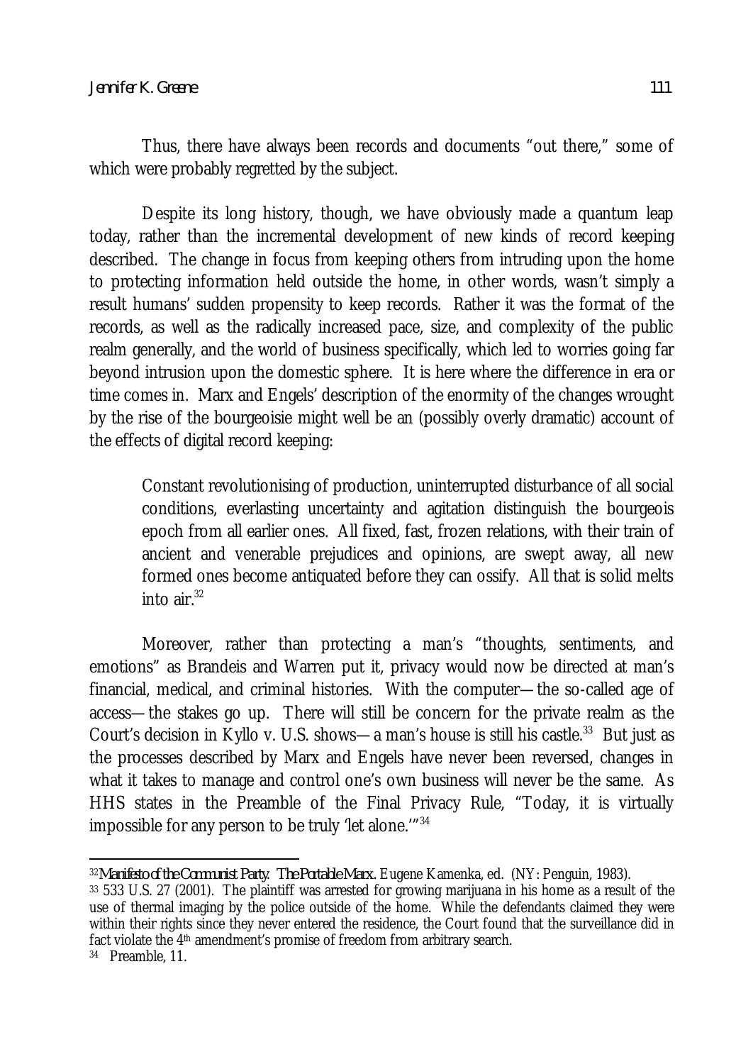Thus, there have always been records and documents "out there," some of which were probably regretted by the subject.

Despite its long history, though, we have obviously made a quantum leap today, rather than the incremental development of new kinds of record keeping described. The change in focus from keeping others from intruding upon the home to protecting information held outside the home, in other words, wasn't simply a result humans' sudden propensity to keep records. Rather it was the format of the records, as well as the radically increased pace, size, and complexity of the public realm generally, and the world of business specifically, which led to worries going far beyond intrusion upon the domestic sphere. It is here where the difference in era or time comes in. Marx and Engels' description of the enormity of the changes wrought by the rise of the bourgeoisie might well be an (possibly overly dramatic) account of the effects of digital record keeping:

> Constant revolutionising of production, uninterrupted disturbance of all social conditions, everlasting uncertainty and agitation distinguish the bourgeois epoch from all earlier ones. All fixed, fast, frozen relations, with their train of ancient and venerable prejudices and opinions, are swept away, all new formed ones become antiquated before they can ossify. All that is solid melts into air.[32]

Moreover, rather than protecting a man's "thoughts, sentiments, and emotions" as Brandeis and Warren put it, privacy would now be directed at man's financial, medical, and criminal histories. With the computer—the so-called age of access—the stakes go up. There will still be concern for the private realm as the Court's decision in Kyllo v. U.S. shows—a man's house is still his castle.[33] But just as the processes described by Marx and Engels have never been reversed, changes in what it takes to manage and control one's own business will never be the same. As HHS states in the Preamble of the Final Privacy Rule, "Today, it is virtually impossible for any person to be truly 'let alone.'"[34]

---

[32] *Manifesto of the Communist Party. The Portable Marx.* Eugene Kamenka, ed. (NY: Penguin, 1983).

[33] 533 U.S. 27 (2001). The plaintiff was arrested for growing marijuana in his home as a result of the use of thermal imaging by the police outside of the home. While the defendants claimed they were within their rights since they never entered the residence, the Court found that the surveillance did in fact violate the 4th amendment's promise of freedom from arbitrary search.

[34] Preamble, 11.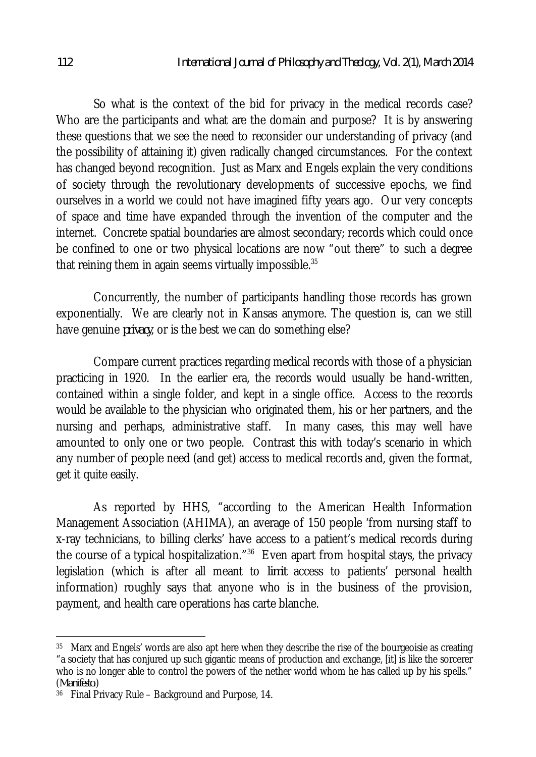So what is the context of the bid for privacy in the medical records case? Who are the participants and what are the domain and purpose? It is by answering these questions that we see the need to reconsider our understanding of privacy (and the possibility of attaining it) given radically changed circumstances. For the context has changed beyond recognition. Just as Marx and Engels explain the very conditions of society through the revolutionary developments of successive epochs, we find ourselves in a world we could not have imagined fifty years ago. Our very concepts of space and time have expanded through the invention of the computer and the internet. Concrete spatial boundaries are almost secondary; records which could once be confined to one or two physical locations are now "out there" to such a degree that reining them in again seems virtually impossible.[35]

Concurrently, the number of participants handling those records has grown exponentially. We are clearly not in Kansas anymore. The question is, can we still have genuine *privacy*, or is the best we can do something else?

Compare current practices regarding medical records with those of a physician practicing in 1920. In the earlier era, the records would usually be hand-written, contained within a single folder, and kept in a single office. Access to the records would be available to the physician who originated them, his or her partners, and the nursing and perhaps, administrative staff. In many cases, this may well have amounted to only one or two people. Contrast this with today's scenario in which any number of people need (and get) access to medical records and, given the format, get it quite easily.

As reported by HHS, "according to the American Health Information Management Association (AHIMA), an average of 150 people 'from nursing staff to x-ray technicians, to billing clerks' have access to a patient's medical records during the course of a typical hospitalization."[36] Even apart from hospital stays, the privacy legislation (which is after all meant to *limit* access to patients' personal health information) roughly says that anyone who is in the business of the provision, payment, and health care operations has carte blanche.

---

[35] Marx and Engels' words are also apt here when they describe the rise of the bourgeoisie as creating "a society that has conjured up such gigantic means of production and exchange, [it] is like the sorcerer who is no longer able to control the powers of the nether world whom he has called up by his spells." (*Manifesto*)

[36] Final Privacy Rule – Background and Purpose, 14.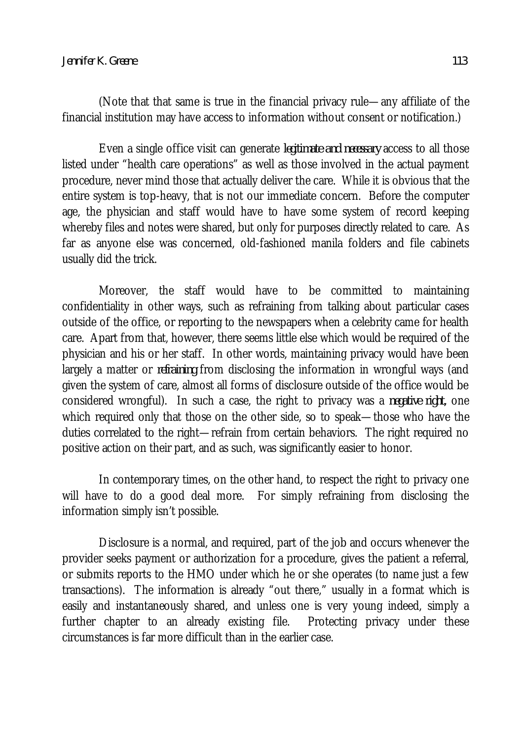(Note that that same is true in the financial privacy rule—any affiliate of the financial institution may have access to information without consent or notification.)

Even a single office visit can generate *legitimate and necessary* access to all those listed under "health care operations" as well as those involved in the actual payment procedure, never mind those that actually deliver the care. While it is obvious that the entire system is top-heavy, that is not our immediate concern. Before the computer age, the physician and staff would have to have some system of record keeping whereby files and notes were shared, but only for purposes directly related to care. As far as anyone else was concerned, old-fashioned manila folders and file cabinets usually did the trick.

Moreover, the staff would have to be committed to maintaining confidentiality in other ways, such as refraining from talking about particular cases outside of the office, or reporting to the newspapers when a celebrity came for health care. Apart from that, however, there seems little else which would be required of the physician and his or her staff. In other words, maintaining privacy would have been largely a matter or *refraining* from disclosing the information in wrongful ways (and given the system of care, almost all forms of disclosure outside of the office would be considered wrongful). In such a case, the right to privacy was a *negative right*, one which required only that those on the other side, so to speak—those who have the duties correlated to the right—refrain from certain behaviors. The right required no positive action on their part, and as such, was significantly easier to honor.

In contemporary times, on the other hand, to respect the right to privacy one will have to do a good deal more. For simply refraining from disclosing the information simply isn't possible.

Disclosure is a normal, and required, part of the job and occurs whenever the provider seeks payment or authorization for a procedure, gives the patient a referral, or submits reports to the HMO under which he or she operates (to name just a few transactions). The information is already "out there," usually in a format which is easily and instantaneously shared, and unless one is very young indeed, simply a further chapter to an already existing file. Protecting privacy under these circumstances is far more difficult than in the earlier case.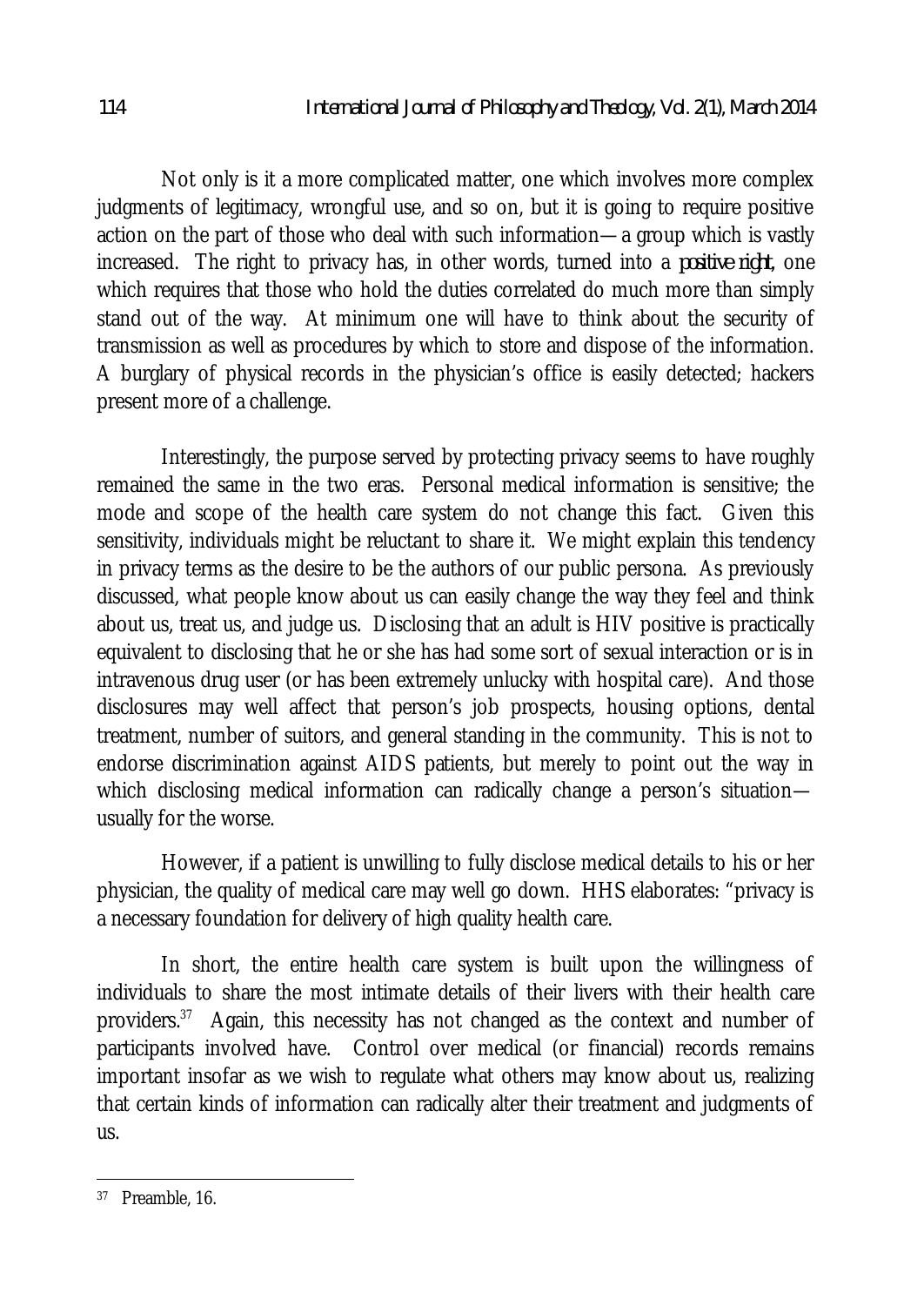Not only is it a more complicated matter, one which involves more complex judgments of legitimacy, wrongful use, and so on, but it is going to require positive action on the part of those who deal with such information—a group which is vastly increased. The right to privacy has, in other words, turned into a *positive right*, one which requires that those who hold the duties correlated do much more than simply stand out of the way. At minimum one will have to think about the security of transmission as well as procedures by which to store and dispose of the information. A burglary of physical records in the physician's office is easily detected; hackers present more of a challenge.

Interestingly, the purpose served by protecting privacy seems to have roughly remained the same in the two eras. Personal medical information is sensitive; the mode and scope of the health care system do not change this fact. Given this sensitivity, individuals might be reluctant to share it. We might explain this tendency in privacy terms as the desire to be the authors of our public persona. As previously discussed, what people know about us can easily change the way they feel and think about us, treat us, and judge us. Disclosing that an adult is HIV positive is practically equivalent to disclosing that he or she has had some sort of sexual interaction or is in intravenous drug user (or has been extremely unlucky with hospital care). And those disclosures may well affect that person's job prospects, housing options, dental treatment, number of suitors, and general standing in the community. This is not to endorse discrimination against AIDS patients, but merely to point out the way in which disclosing medical information can radically change a person's situation—usually for the worse.

However, if a patient is unwilling to fully disclose medical details to his or her physician, the quality of medical care may well go down. HHS elaborates: "privacy is a necessary foundation for delivery of high quality health care.

In short, the entire health care system is built upon the willingness of individuals to share the most intimate details of their livers with their health care providers.[37] Again, this necessity has not changed as the context and number of participants involved have. Control over medical (or financial) records remains important insofar as we wish to regulate what others may know about us, realizing that certain kinds of information can radically alter their treatment and judgments of us.

---

[37] Preamble, 16.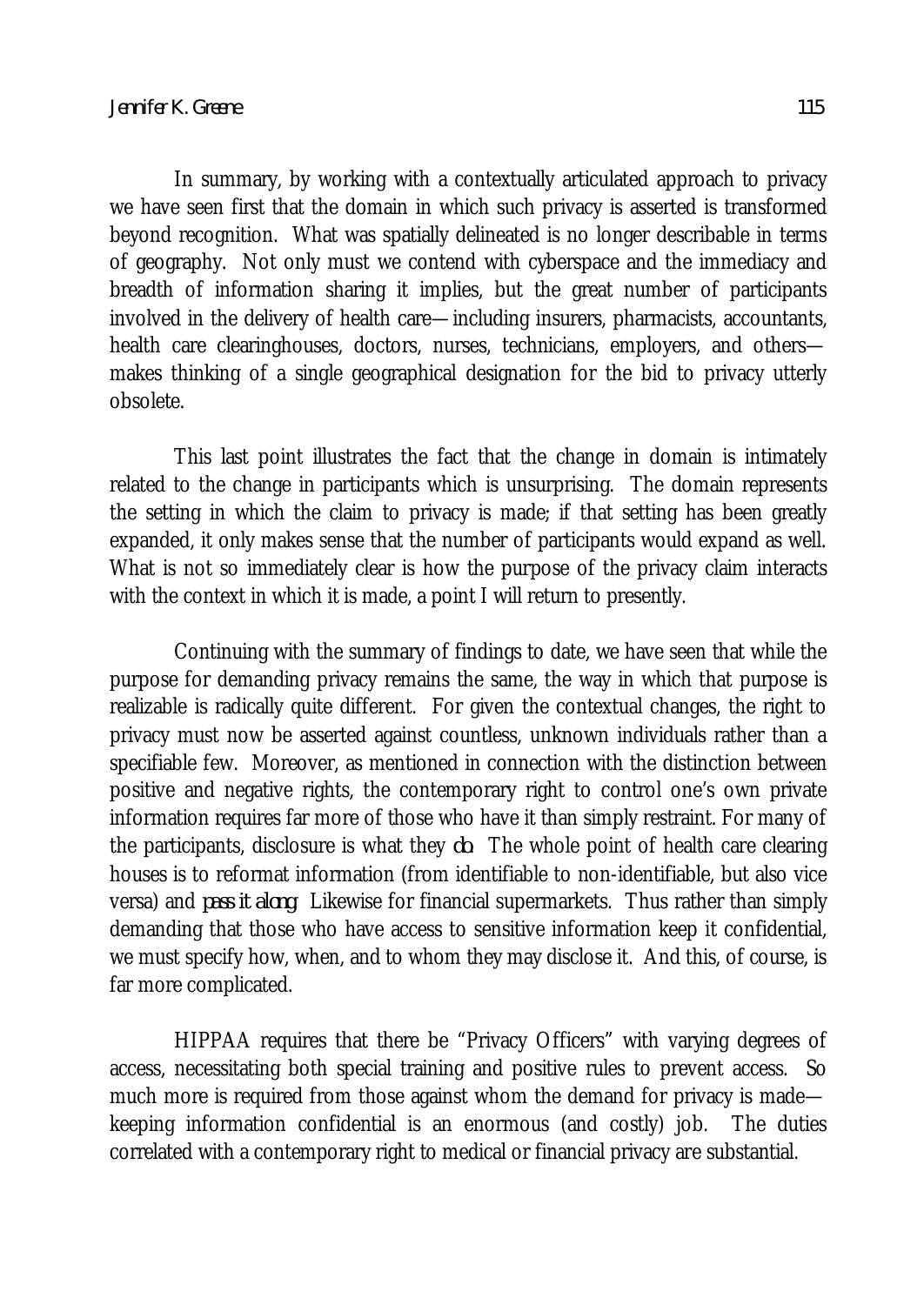In summary, by working with a contextually articulated approach to privacy we have seen first that the domain in which such privacy is asserted is transformed beyond recognition. What was spatially delineated is no longer describable in terms of geography. Not only must we contend with cyberspace and the immediacy and breadth of information sharing it implies, but the great number of participants involved in the delivery of health care—including insurers, pharmacists, accountants, health care clearinghouses, doctors, nurses, technicians, employers, and others—makes thinking of a single geographical designation for the bid to privacy utterly obsolete.

This last point illustrates the fact that the change in domain is intimately related to the change in participants which is unsurprising. The domain represents the setting in which the claim to privacy is made; if that setting has been greatly expanded, it only makes sense that the number of participants would expand as well. What is not so immediately clear is how the purpose of the privacy claim interacts with the context in which it is made, a point I will return to presently.

Continuing with the summary of findings to date, we have seen that while the purpose for demanding privacy remains the same, the way in which that purpose is realizable is radically quite different. For given the contextual changes, the right to privacy must now be asserted against countless, unknown individuals rather than a specifiable few. Moreover, as mentioned in connection with the distinction between positive and negative rights, the contemporary right to control one's own private information requires far more of those who have it than simply restraint. For many of the participants, disclosure is what they *do*. The whole point of health care clearing houses is to reformat information (from identifiable to non-identifiable, but also vice versa) and *pass it along*. Likewise for financial supermarkets. Thus rather than simply demanding that those who have access to sensitive information keep it confidential, we must specify how, when, and to whom they may disclose it. And this, of course, is far more complicated.

HIPPAA requires that there be "Privacy Officers" with varying degrees of access, necessitating both special training and positive rules to prevent access. So much more is required from those against whom the demand for privacy is made—keeping information confidential is an enormous (and costly) job. The duties correlated with a contemporary right to medical or financial privacy are substantial.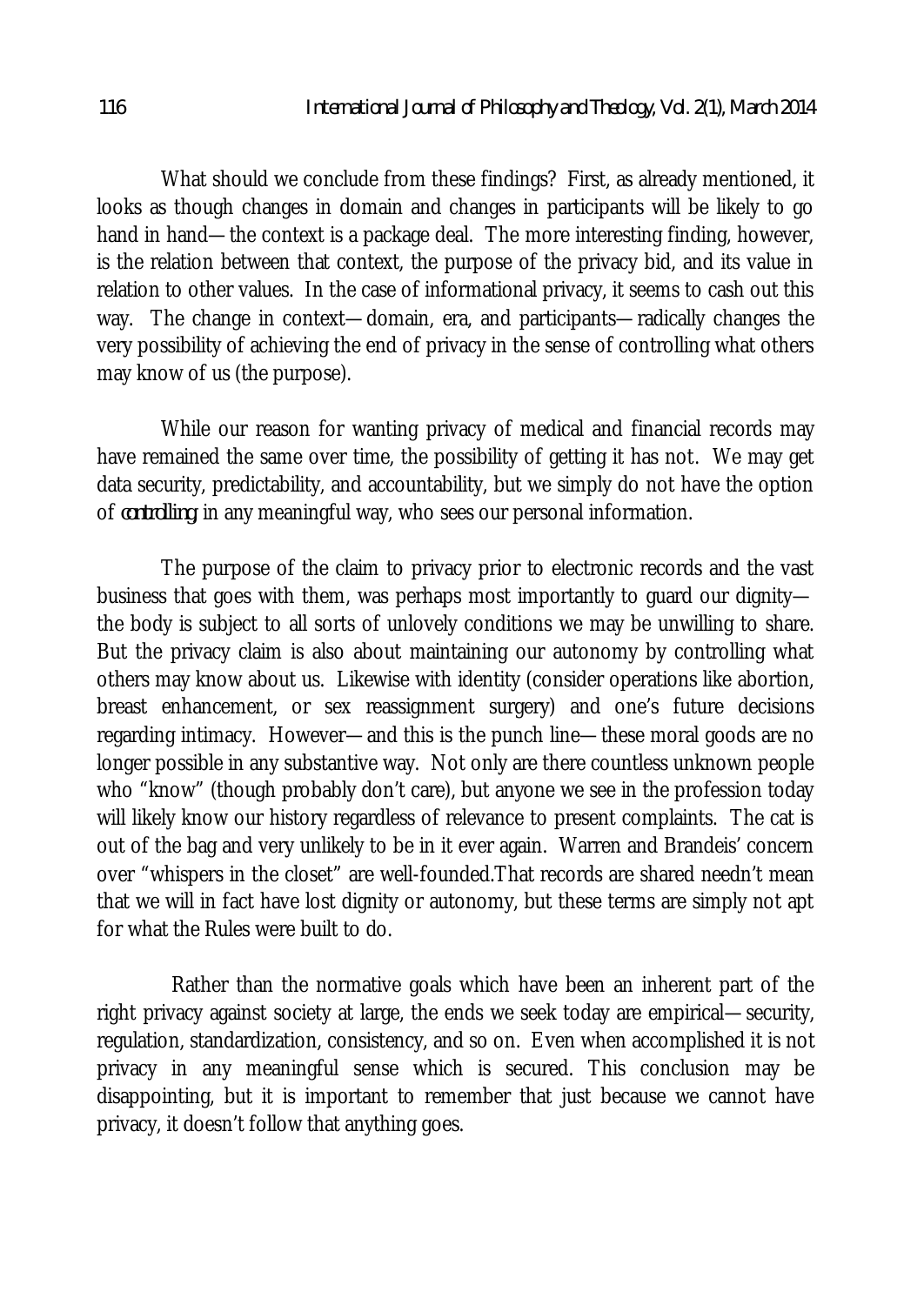What should we conclude from these findings? First, as already mentioned, it looks as though changes in domain and changes in participants will be likely to go hand in hand—the context is a package deal. The more interesting finding, however, is the relation between that context, the purpose of the privacy bid, and its value in relation to other values. In the case of informational privacy, it seems to cash out this way. The change in context—domain, era, and participants—radically changes the very possibility of achieving the end of privacy in the sense of controlling what others may know of us (the purpose).

While our reason for wanting privacy of medical and financial records may have remained the same over time, the possibility of getting it has not. We may get data security, predictability, and accountability, but we simply do not have the option of *controlling* in any meaningful way, who sees our personal information.

The purpose of the claim to privacy prior to electronic records and the vast business that goes with them, was perhaps most importantly to guard our dignity—the body is subject to all sorts of unlovely conditions we may be unwilling to share. But the privacy claim is also about maintaining our autonomy by controlling what others may know about us. Likewise with identity (consider operations like abortion, breast enhancement, or sex reassignment surgery) and one's future decisions regarding intimacy. However—and this is the punch line—these moral goods are no longer possible in any substantive way. Not only are there countless unknown people who "know" (though probably don't care), but anyone we see in the profession today will likely know our history regardless of relevance to present complaints. The cat is out of the bag and very unlikely to be in it ever again. Warren and Brandeis' concern over "whispers in the closet" are well-founded.That records are shared needn't mean that we will in fact have lost dignity or autonomy, but these terms are simply not apt for what the Rules were built to do.

Rather than the normative goals which have been an inherent part of the right privacy against society at large, the ends we seek today are empirical—security, regulation, standardization, consistency, and so on. Even when accomplished it is not privacy in any meaningful sense which is secured. This conclusion may be disappointing, but it is important to remember that just because we cannot have privacy, it doesn't follow that anything goes.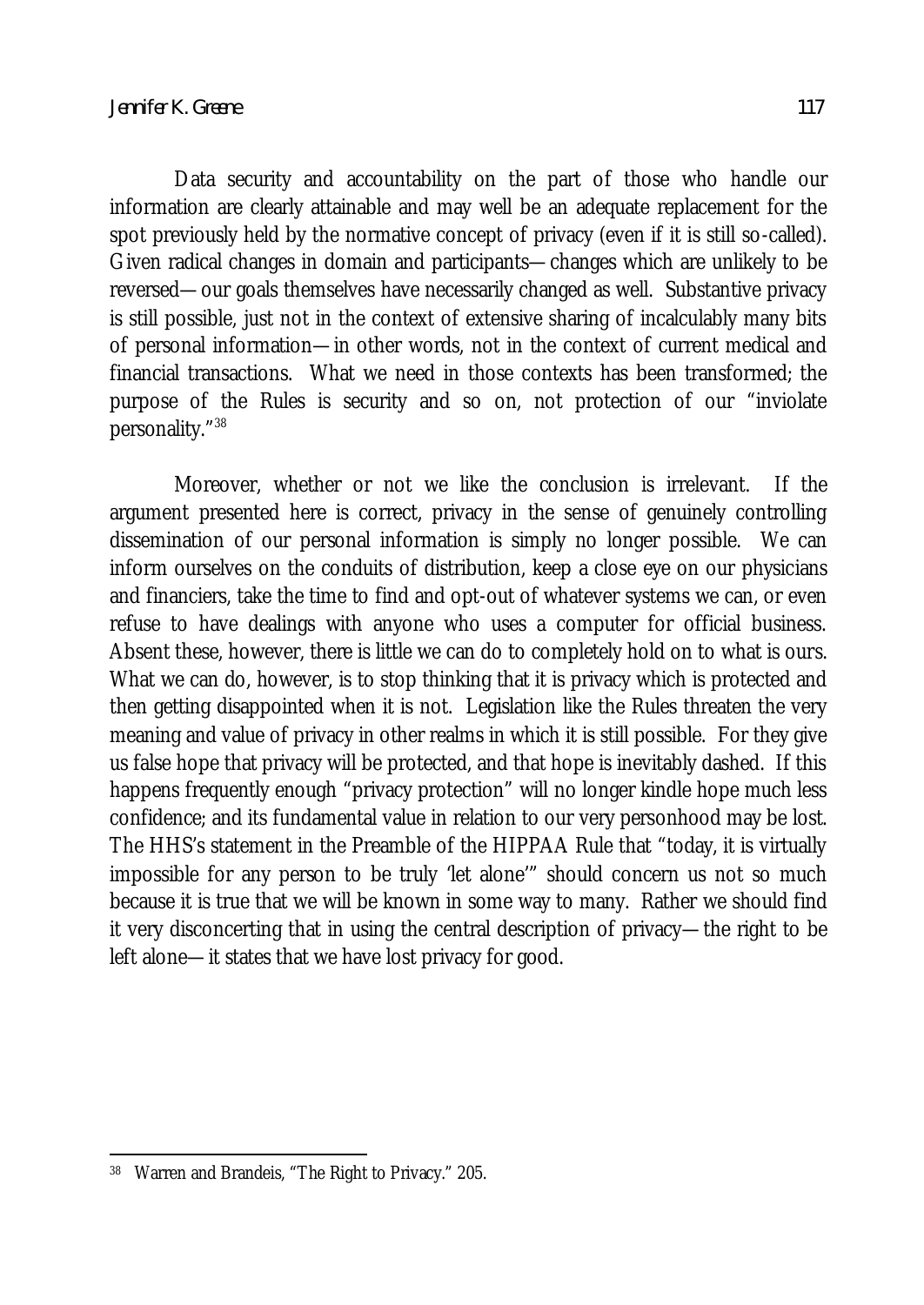Data security and accountability on the part of those who handle our information are clearly attainable and may well be an adequate replacement for the spot previously held by the normative concept of privacy (even if it is still so-called). Given radical changes in domain and participants—changes which are unlikely to be reversed—our goals themselves have necessarily changed as well. Substantive privacy is still possible, just not in the context of extensive sharing of incalculably many bits of personal information—in other words, not in the context of current medical and financial transactions. What we need in those contexts has been transformed; the purpose of the Rules is security and so on, not protection of our "inviolate personality."[38]

Moreover, whether or not we like the conclusion is irrelevant. If the argument presented here is correct, privacy in the sense of genuinely controlling dissemination of our personal information is simply no longer possible. We can inform ourselves on the conduits of distribution, keep a close eye on our physicians and financiers, take the time to find and opt-out of whatever systems we can, or even refuse to have dealings with anyone who uses a computer for official business. Absent these, however, there is little we can do to completely hold on to what is ours. What we can do, however, is to stop thinking that it is privacy which is protected and then getting disappointed when it is not. Legislation like the Rules threaten the very meaning and value of privacy in other realms in which it is still possible. For they give us false hope that privacy will be protected, and that hope is inevitably dashed. If this happens frequently enough "privacy protection" will no longer kindle hope much less confidence; and its fundamental value in relation to our very personhood may be lost. The HHS's statement in the Preamble of the HIPPAA Rule that "today, it is virtually impossible for any person to be truly 'let alone'" should concern us not so much because it is true that we will be known in some way to many. Rather we should find it very disconcerting that in using the central description of privacy—the right to be left alone—it states that we have lost privacy for good.

---

[38] Warren and Brandeis, "The Right to Privacy." 205.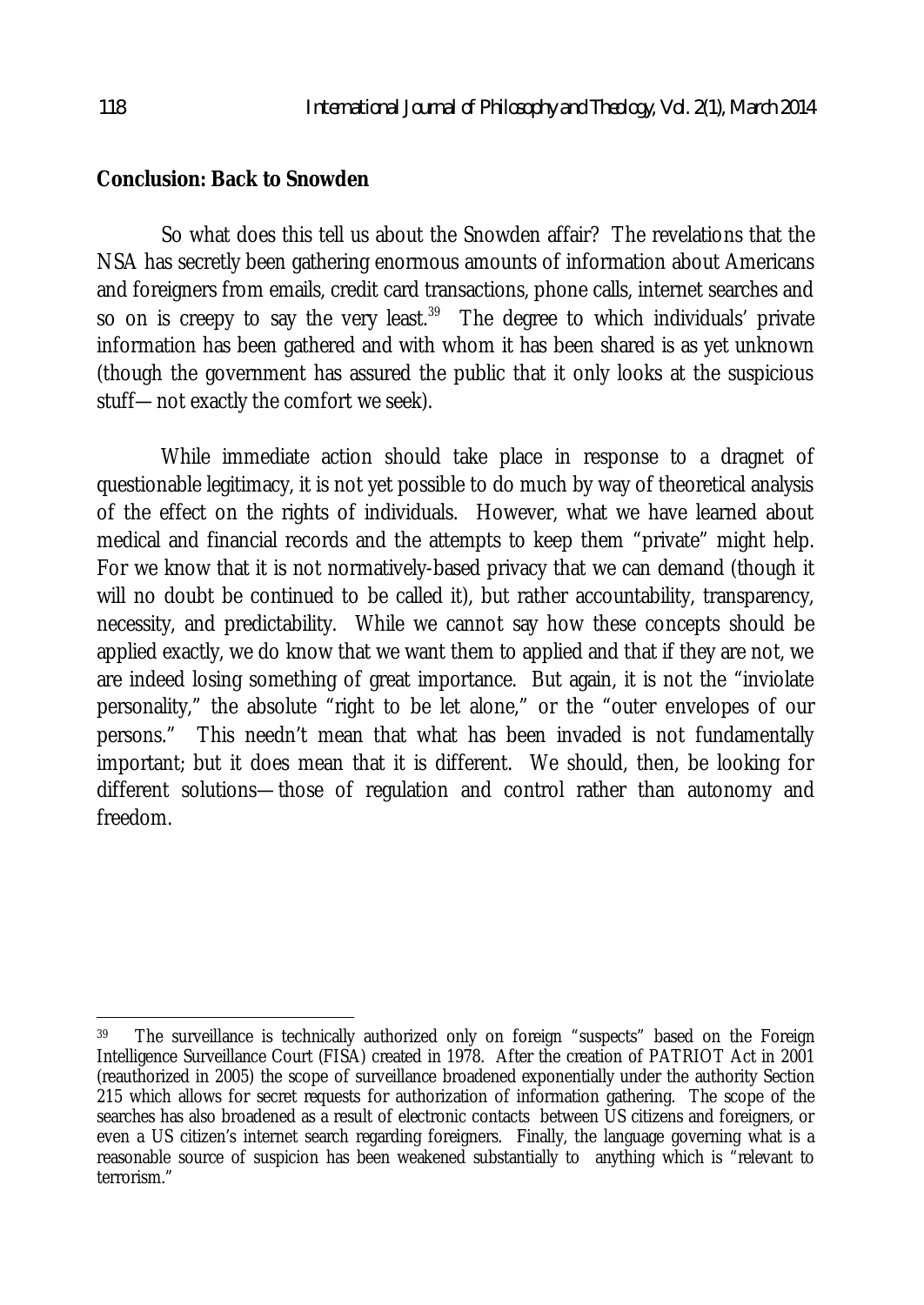## Conclusion: Back to Snowden

So what does this tell us about the Snowden affair? The revelations that the NSA has secretly been gathering enormous amounts of information about Americans and foreigners from emails, credit card transactions, phone calls, internet searches and so on is creepy to say the very least.[39] The degree to which individuals' private information has been gathered and with whom it has been shared is as yet unknown (though the government has assured the public that it only looks at the suspicious stuff—not exactly the comfort we seek).

While immediate action should take place in response to a dragnet of questionable legitimacy, it is not yet possible to do much by way of theoretical analysis of the effect on the rights of individuals. However, what we have learned about medical and financial records and the attempts to keep them "private" might help. For we know that it is not normatively-based privacy that we can demand (though it will no doubt be continued to be called it), but rather accountability, transparency, necessity, and predictability. While we cannot say how these concepts should be applied exactly, we do know that we want them to applied and that if they are not, we are indeed losing something of great importance. But again, it is not the "inviolate personality," the absolute "right to be let alone," or the "outer envelopes of our persons." This needn't mean that what has been invaded is not fundamentally important; but it does mean that it is different. We should, then, be looking for different solutions—those of regulation and control rather than autonomy and freedom.

---

[39] The surveillance is technically authorized only on foreign "suspects" based on the Foreign Intelligence Surveillance Court (FISA) created in 1978. After the creation of PATRIOT Act in 2001 (reauthorized in 2005) the scope of surveillance broadened exponentially under the authority Section 215 which allows for secret requests for authorization of information gathering. The scope of the searches has also broadened as a result of electronic contacts between US citizens and foreigners, or even a US citizen's internet search regarding foreigners. Finally, the language governing what is a reasonable source of suspicion has been weakened substantially to anything which is "relevant to terrorism."